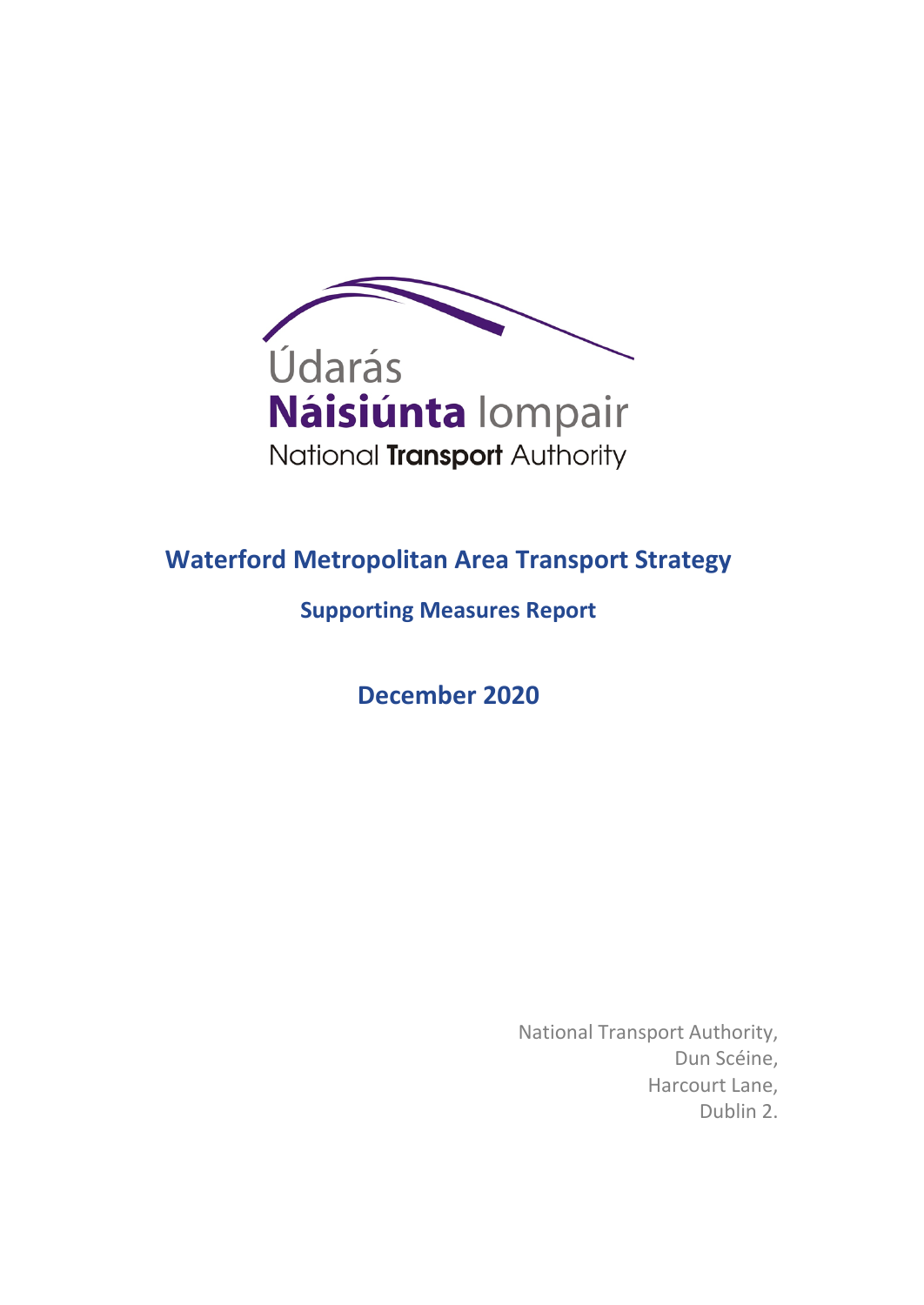Údarás
**Náisiúnta** Iompair
National **Transport** Authority

# Waterford Metropolitan Area Transport Strategy

## Supporting Measures Report

## December 2020

National Transport Authority,
Dun Scéine,
Harcourt Lane,
Dublin 2.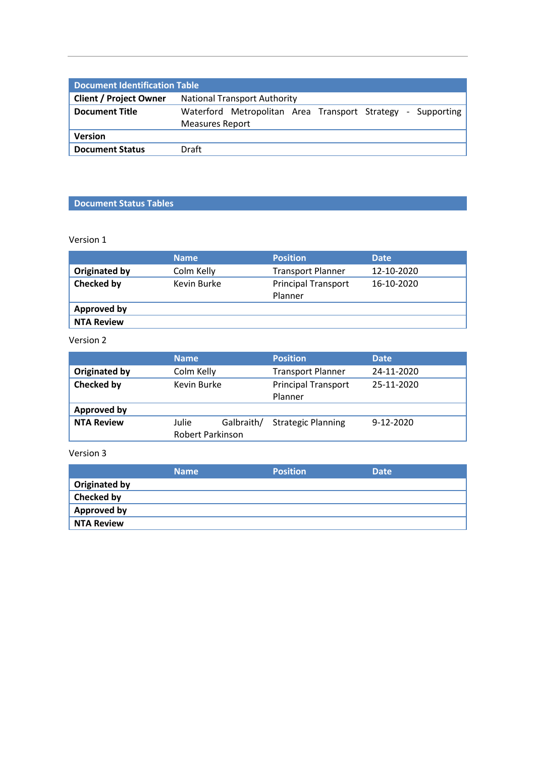| Document Identification Table | |
|---|---|
| **Client / Project Owner** | National Transport Authority |
| **Document Title** | Waterford Metropolitan Area Transport Strategy - Supporting Measures Report |
| **Version** | |
| **Document Status** | Draft |

## Document Status Tables

Version 1

| | Name | Position | Date |
|---|---|---|---|
| **Originated by** | Colm Kelly | Transport Planner | 12-10-2020 |
| **Checked by** | Kevin Burke | Principal Transport Planner | 16-10-2020 |
| **Approved by** | | | |
| **NTA Review** | | | |

Version 2

| | Name | Position | Date |
|---|---|---|---|
| **Originated by** | Colm Kelly | Transport Planner | 24-11-2020 |
| **Checked by** | Kevin Burke | Principal Transport Planner | 25-11-2020 |
| **Approved by** | | | |
| **NTA Review** | Julie Galbraith/ Robert Parkinson | Strategic Planning | 9-12-2020 |

Version 3

| | Name | Position | Date |
|---|---|---|---|
| **Originated by** | | | |
| **Checked by** | | | |
| **Approved by** | | | |
| **NTA Review** | | | |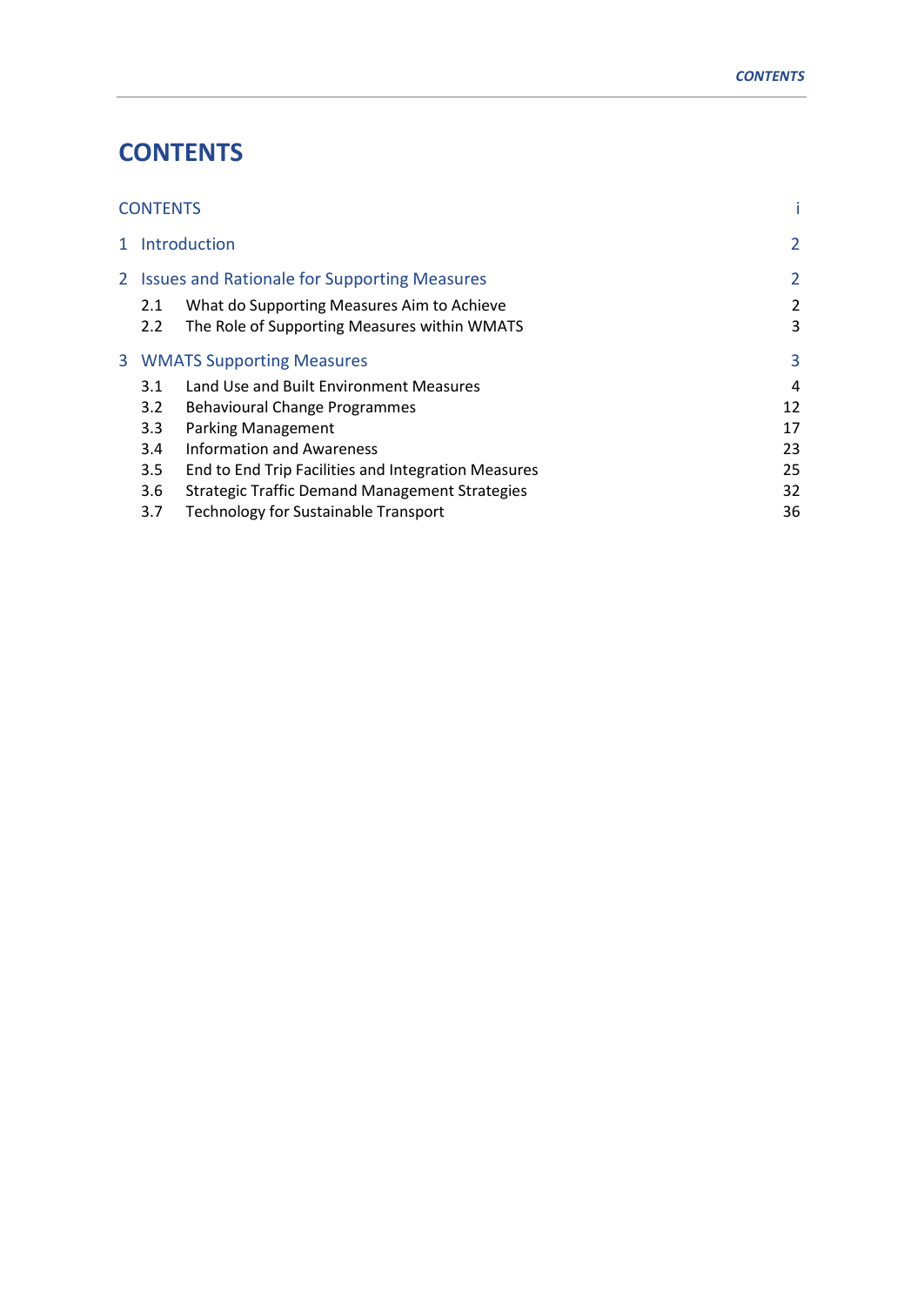# CONTENTS

| | | |
|---|---|---|
| CONTENTS | | i |
| 1 | Introduction | 2 |
| 2 | Issues and Rationale for Supporting Measures | 2 |
| 2.1 | What do Supporting Measures Aim to Achieve | 2 |
| 2.2 | The Role of Supporting Measures within WMATS | 3 |
| 3 | WMATS Supporting Measures | 3 |
| 3.1 | Land Use and Built Environment Measures | 4 |
| 3.2 | Behavioural Change Programmes | 12 |
| 3.3 | Parking Management | 17 |
| 3.4 | Information and Awareness | 23 |
| 3.5 | End to End Trip Facilities and Integration Measures | 25 |
| 3.6 | Strategic Traffic Demand Management Strategies | 32 |
| 3.7 | Technology for Sustainable Transport | 36 |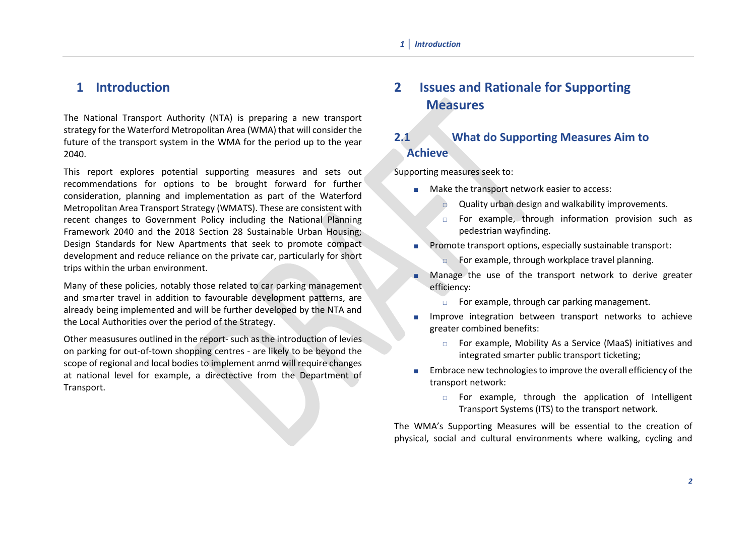# 1 Introduction

The National Transport Authority (NTA) is preparing a new transport strategy for the Waterford Metropolitan Area (WMA) that will consider the future of the transport system in the WMA for the period up to the year 2040.

This report explores potential supporting measures and sets out recommendations for options to be brought forward for further consideration, planning and implementation as part of the Waterford Metropolitan Area Transport Strategy (WMATS). These are consistent with recent changes to Government Policy including the National Planning Framework 2040 and the 2018 Section 28 Sustainable Urban Housing; Design Standards for New Apartments that seek to promote compact development and reduce reliance on the private car, particularly for short trips within the urban environment.

Many of these policies, notably those related to car parking management and smarter travel in addition to favourable development patterns, are already being implemented and will be further developed by the NTA and the Local Authorities over the period of the Strategy.

Other measusures outlined in the report- such as the introduction of levies on parking for out-of-town shopping centres - are likely to be beyond the scope of regional and local bodies to implement anmd will require changes at national level for example, a directective from the Department of Transport.

# 2 Issues and Rationale for Supporting Measures

## 2.1 What do Supporting Measures Aim to Achieve

Supporting measures seek to:

- Make the transport network easier to access:
  - Quality urban design and walkability improvements.
  - For example, through information provision such as pedestrian wayfinding.
- Promote transport options, especially sustainable transport:
  - For example, through workplace travel planning.
- Manage the use of the transport network to derive greater efficiency:
  - For example, through car parking management.
- Improve integration between transport networks to achieve greater combined benefits:
  - For example, Mobility As a Service (MaaS) initiatives and integrated smarter public transport ticketing;
- Embrace new technologies to improve the overall efficiency of the transport network:
  - For example, through the application of Intelligent Transport Systems (ITS) to the transport network.

The WMA's Supporting Measures will be essential to the creation of physical, social and cultural environments where walking, cycling and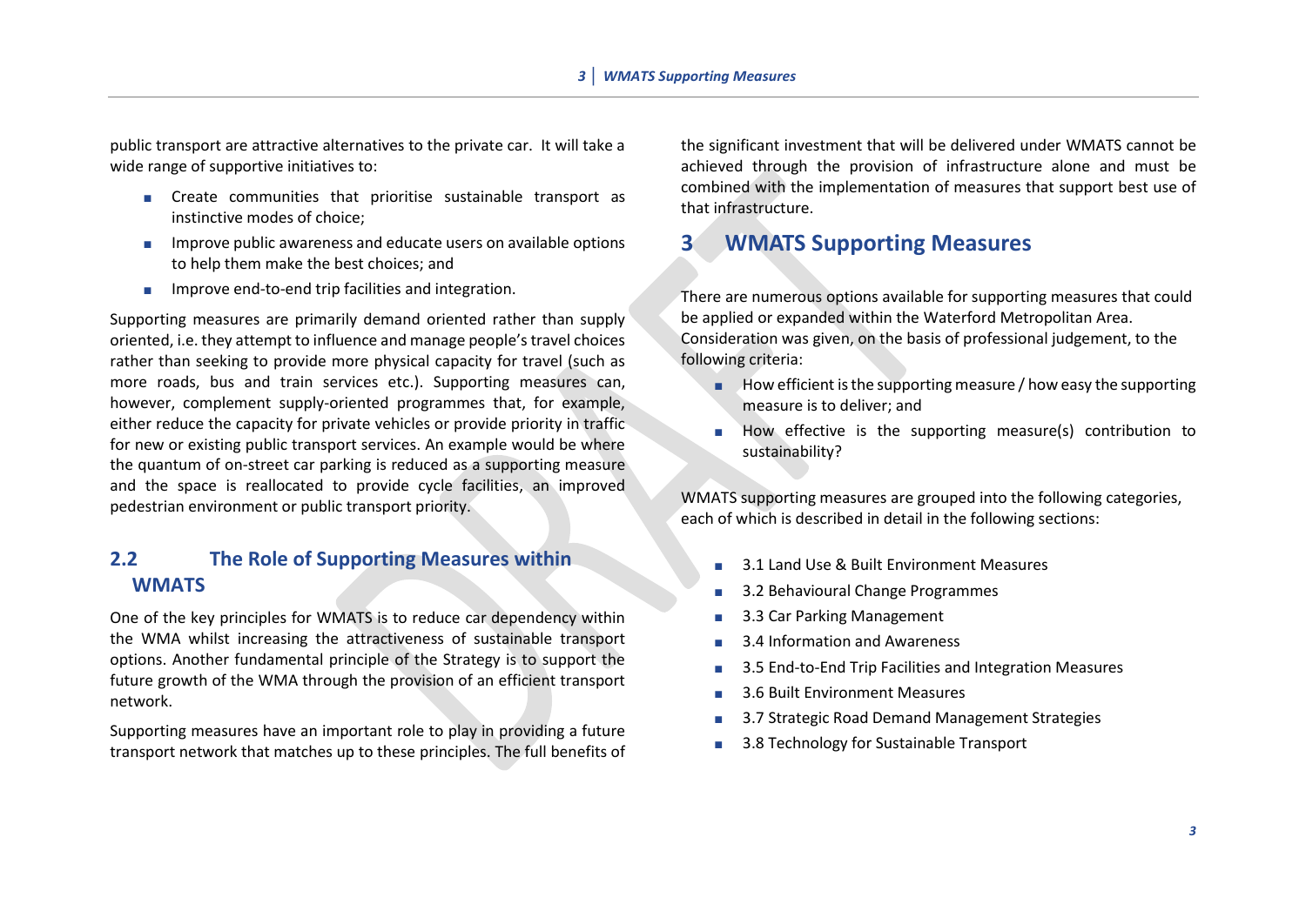public transport are attractive alternatives to the private car. It will take a wide range of supportive initiatives to:

- Create communities that prioritise sustainable transport as instinctive modes of choice;
- Improve public awareness and educate users on available options to help them make the best choices; and
- Improve end-to-end trip facilities and integration.

Supporting measures are primarily demand oriented rather than supply oriented, i.e. they attempt to influence and manage people's travel choices rather than seeking to provide more physical capacity for travel (such as more roads, bus and train services etc.). Supporting measures can, however, complement supply-oriented programmes that, for example, either reduce the capacity for private vehicles or provide priority in traffic for new or existing public transport services. An example would be where the quantum of on-street car parking is reduced as a supporting measure and the space is reallocated to provide cycle facilities, an improved pedestrian environment or public transport priority.

## 2.2 The Role of Supporting Measures within WMATS

One of the key principles for WMATS is to reduce car dependency within the WMA whilst increasing the attractiveness of sustainable transport options. Another fundamental principle of the Strategy is to support the future growth of the WMA through the provision of an efficient transport network.

Supporting measures have an important role to play in providing a future transport network that matches up to these principles. The full benefits of the significant investment that will be delivered under WMATS cannot be achieved through the provision of infrastructure alone and must be combined with the implementation of measures that support best use of that infrastructure.

# 3 WMATS Supporting Measures

There are numerous options available for supporting measures that could be applied or expanded within the Waterford Metropolitan Area. Consideration was given, on the basis of professional judgement, to the following criteria:

- How efficient is the supporting measure / how easy the supporting measure is to deliver; and
- How effective is the supporting measure(s) contribution to sustainability?

WMATS supporting measures are grouped into the following categories, each of which is described in detail in the following sections:

- 3.1 Land Use & Built Environment Measures
- 3.2 Behavioural Change Programmes
- 3.3 Car Parking Management
- 3.4 Information and Awareness
- 3.5 End-to-End Trip Facilities and Integration Measures
- 3.6 Built Environment Measures
- 3.7 Strategic Road Demand Management Strategies
- 3.8 Technology for Sustainable Transport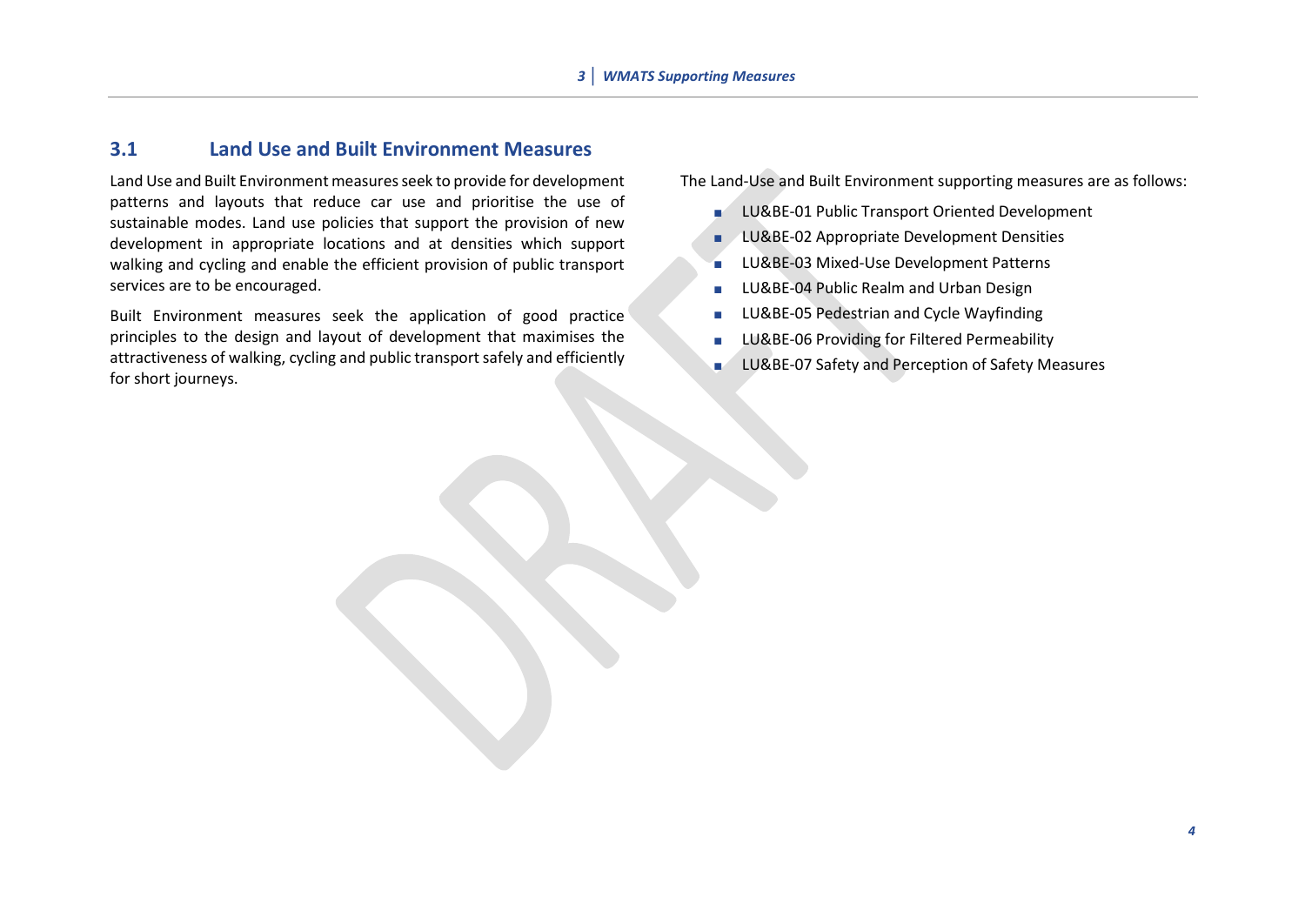## 3.1 Land Use and Built Environment Measures

Land Use and Built Environment measures seek to provide for development patterns and layouts that reduce car use and prioritise the use of sustainable modes. Land use policies that support the provision of new development in appropriate locations and at densities which support walking and cycling and enable the efficient provision of public transport services are to be encouraged.

Built Environment measures seek the application of good practice principles to the design and layout of development that maximises the attractiveness of walking, cycling and public transport safely and efficiently for short journeys.

The Land-Use and Built Environment supporting measures are as follows:

- LU&BE-01 Public Transport Oriented Development
- LU&BE-02 Appropriate Development Densities
- LU&BE-03 Mixed-Use Development Patterns
- LU&BE-04 Public Realm and Urban Design
- LU&BE-05 Pedestrian and Cycle Wayfinding
- LU&BE-06 Providing for Filtered Permeability
- LU&BE-07 Safety and Perception of Safety Measures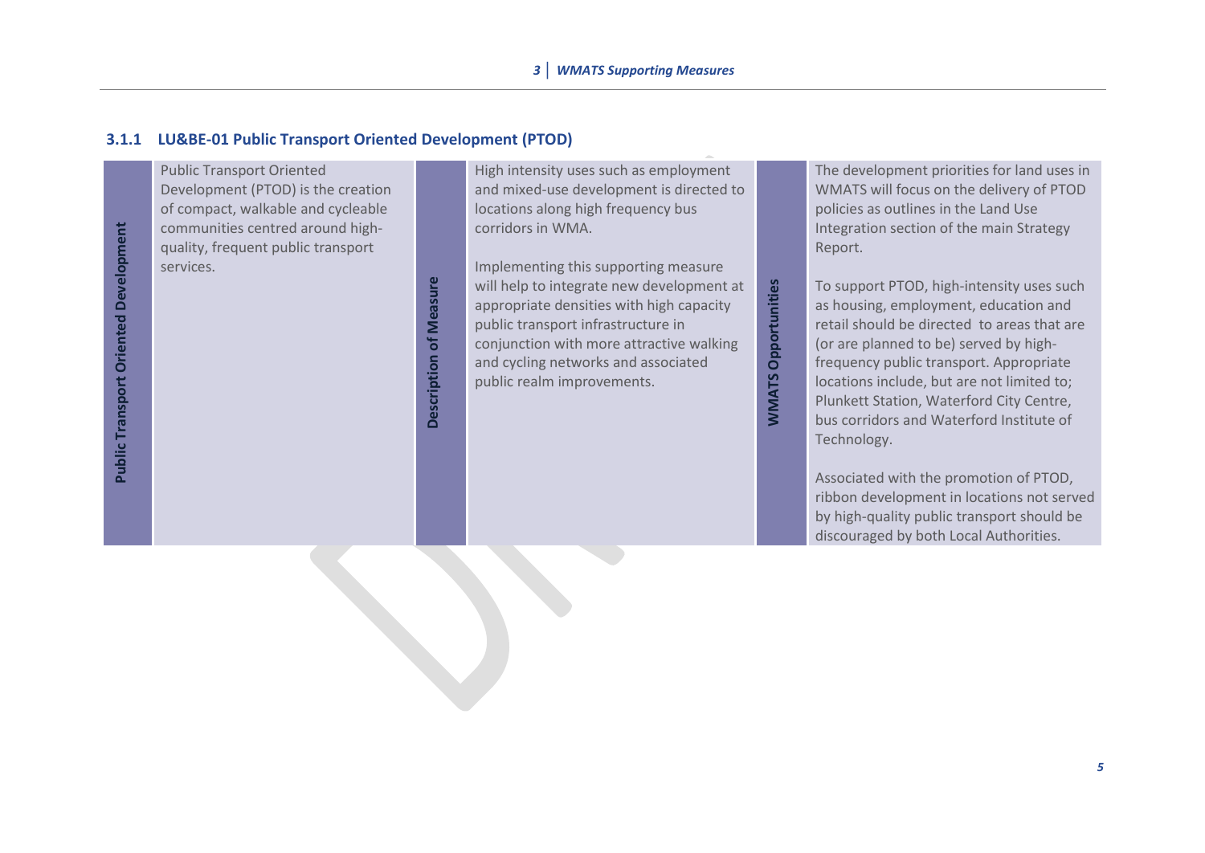### 3.1.1 LU&BE-01 Public Transport Oriented Development (PTOD)

| Public Transport Oriented Development | Description of Measure | WMATS Opportunities |
|---|---|---|
| Public Transport Oriented Development (PTOD) is the creation of compact, walkable and cycleable communities centred around high-quality, frequent public transport services. | High intensity uses such as employment and mixed-use development is directed to locations along high frequency bus corridors in WMA.<br><br>Implementing this supporting measure will help to integrate new development at appropriate densities with high capacity public transport infrastructure in conjunction with more attractive walking and cycling networks and associated public realm improvements. | The development priorities for land uses in WMATS will focus on the delivery of PTOD policies as outlines in the Land Use Integration section of the main Strategy Report.<br><br>To support PTOD, high-intensity uses such as housing, employment, education and retail should be directed to areas that are (or are planned to be) served by high-frequency public transport. Appropriate locations include, but are not limited to; Plunkett Station, Waterford City Centre, bus corridors and Waterford Institute of Technology.<br><br>Associated with the promotion of PTOD, ribbon development in locations not served by high-quality public transport should be discouraged by both Local Authorities. |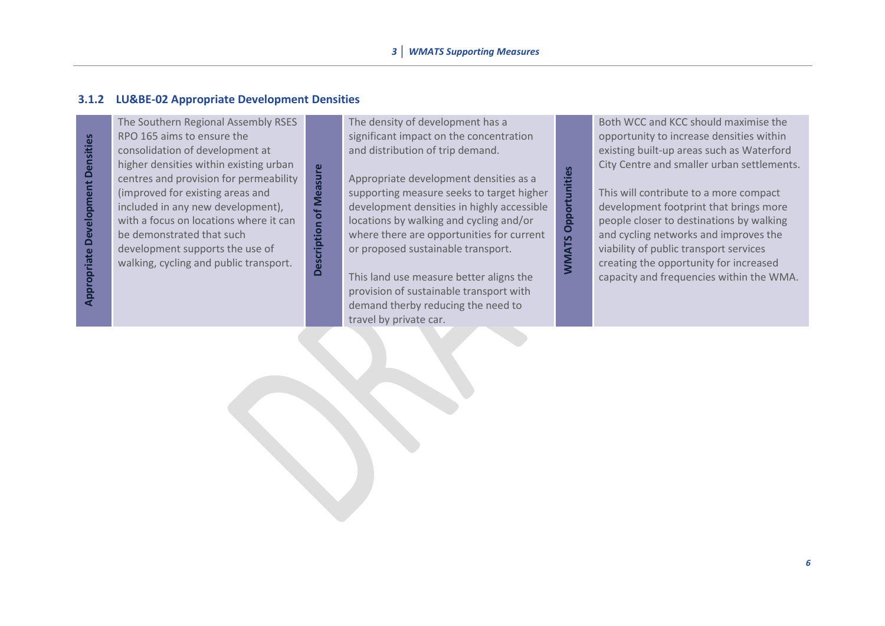### 3.1.2 LU&BE-02 Appropriate Development Densities

| Appropriate Development Densities | Description of Measure | WMATS Opportunities |
|---|---|---|
| The Southern Regional Assembly RSES RPO 165 aims to ensure the consolidation of development at higher densities within existing urban centres and provision for permeability (improved for existing areas and included in any new development), with a focus on locations where it can be demonstrated that such development supports the use of walking, cycling and public transport. | The density of development has a significant impact on the concentration and distribution of trip demand.<br><br>Appropriate development densities as a supporting measure seeks to target higher development densities in highly accessible locations by walking and cycling and/or where there are opportunities for current or proposed sustainable transport.<br><br>This land use measure better aligns the provision of sustainable transport with demand therby reducing the need to travel by private car. | Both WCC and KCC should maximise the opportunity to increase densities within existing built-up areas such as Waterford City Centre and smaller urban settlements.<br><br>This will contribute to a more compact development footprint that brings more people closer to destinations by walking and cycling networks and improves the viability of public transport services creating the opportunity for increased capacity and frequencies within the WMA. |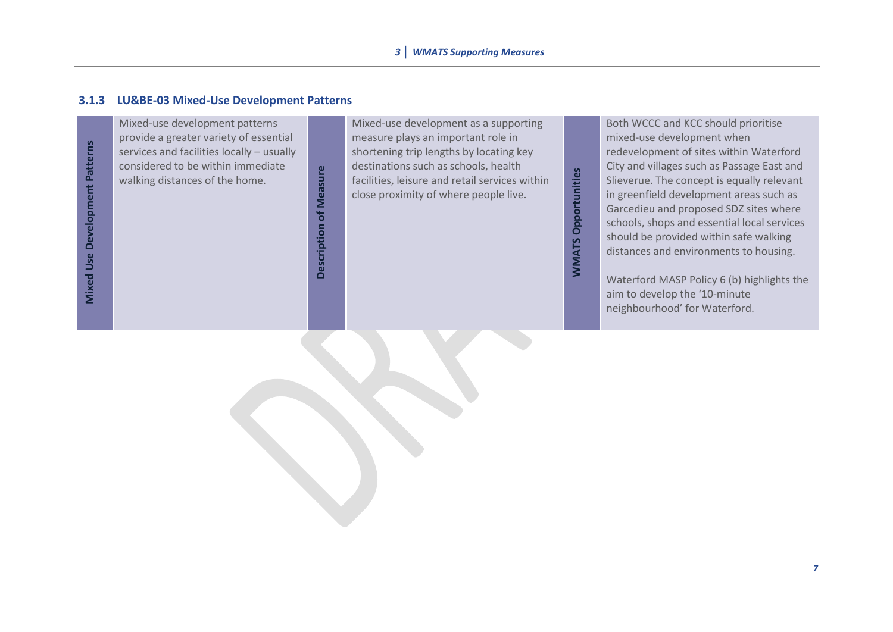### 3.1.3 LU&BE-03 Mixed-Use Development Patterns

| Mixed Use Development Patterns | Description of Measure | WMATS Opportunities |
|---|---|---|
| Mixed-use development patterns provide a greater variety of essential services and facilities locally – usually considered to be within immediate walking distances of the home. | Mixed-use development as a supporting measure plays an important role in shortening trip lengths by locating key destinations such as schools, health facilities, leisure and retail services within close proximity of where people live. | Both WCCC and KCC should prioritise mixed-use development when redevelopment of sites within Waterford City and villages such as Passage East and Slieverue. The concept is equally relevant in greenfield development areas such as Garcedieu and proposed SDZ sites where schools, shops and essential local services should be provided within safe walking distances and environments to housing.<br><br>Waterford MASP Policy 6 (b) highlights the aim to develop the '10-minute neighbourhood' for Waterford. |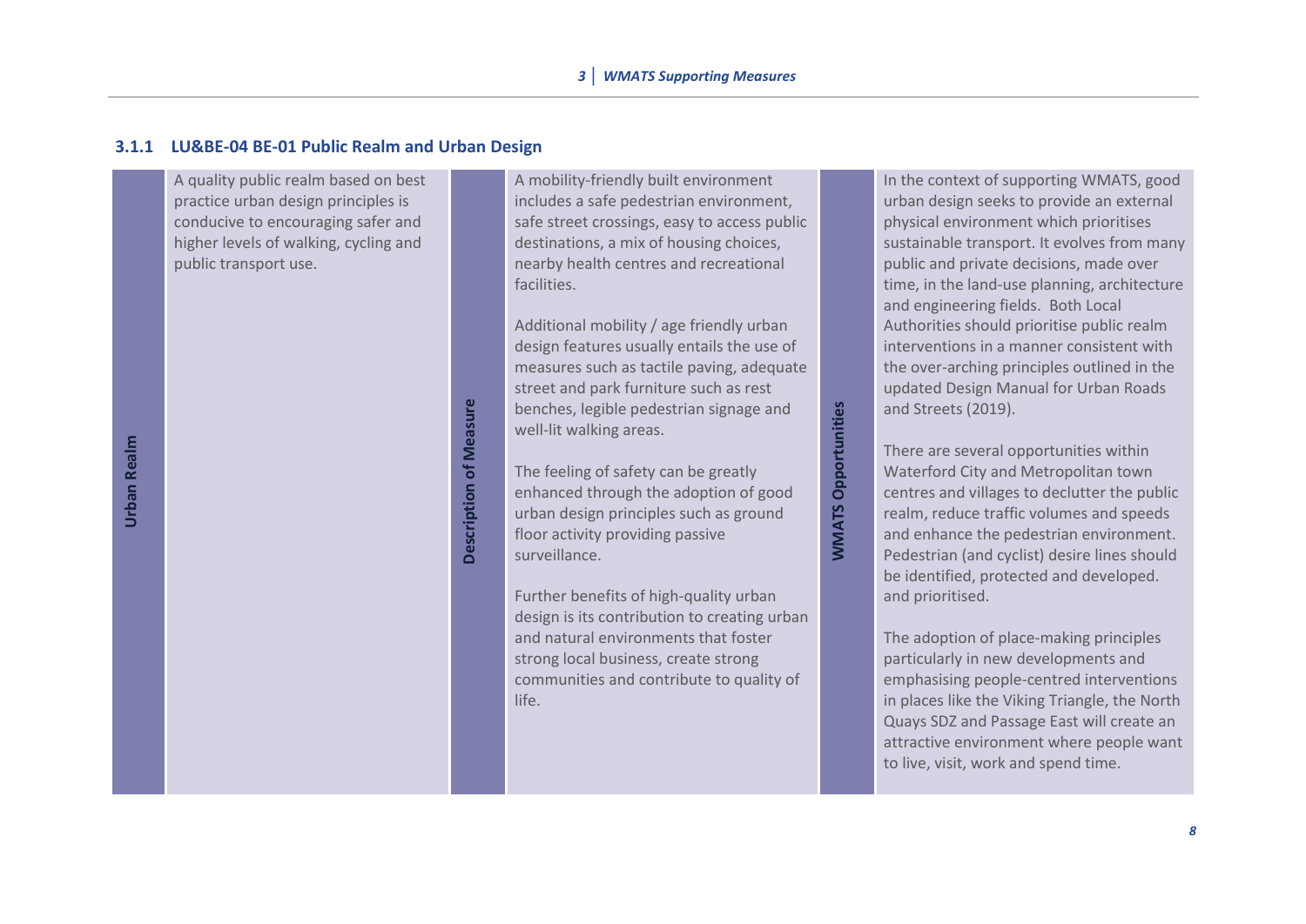### 3.1.1 LU&BE-04 BE-01 Public Realm and Urban Design

| Urban Realm | | Description of Measure | | WMATS Opportunities | |
|---|---|---|---|---|---|
| | A quality public realm based on best practice urban design principles is conducive to encouraging safer and higher levels of walking, cycling and public transport use. | | A mobility-friendly built environment includes a safe pedestrian environment, safe street crossings, easy to access public destinations, a mix of housing choices, nearby health centres and recreational facilities.<br><br>Additional mobility / age friendly urban design features usually entails the use of measures such as tactile paving, adequate street and park furniture such as rest benches, legible pedestrian signage and well-lit walking areas.<br><br>The feeling of safety can be greatly enhanced through the adoption of good urban design principles such as ground floor activity providing passive surveillance.<br><br>Further benefits of high-quality urban design is its contribution to creating urban and natural environments that foster strong local business, create strong communities and contribute to quality of life. | | In the context of supporting WMATS, good urban design seeks to provide an external physical environment which prioritises sustainable transport. It evolves from many public and private decisions, made over time, in the land-use planning, architecture and engineering fields. Both Local Authorities should prioritise public realm interventions in a manner consistent with the over-arching principles outlined in the updated Design Manual for Urban Roads and Streets (2019).<br><br>There are several opportunities within Waterford City and Metropolitan town centres and villages to declutter the public realm, reduce traffic volumes and speeds and enhance the pedestrian environment. Pedestrian (and cyclist) desire lines should be identified, protected and developed. and prioritised.<br><br>The adoption of place-making principles particularly in new developments and emphasising people-centred interventions in places like the Viking Triangle, the North Quays SDZ and Passage East will create an attractive environment where people want to live, visit, work and spend time. |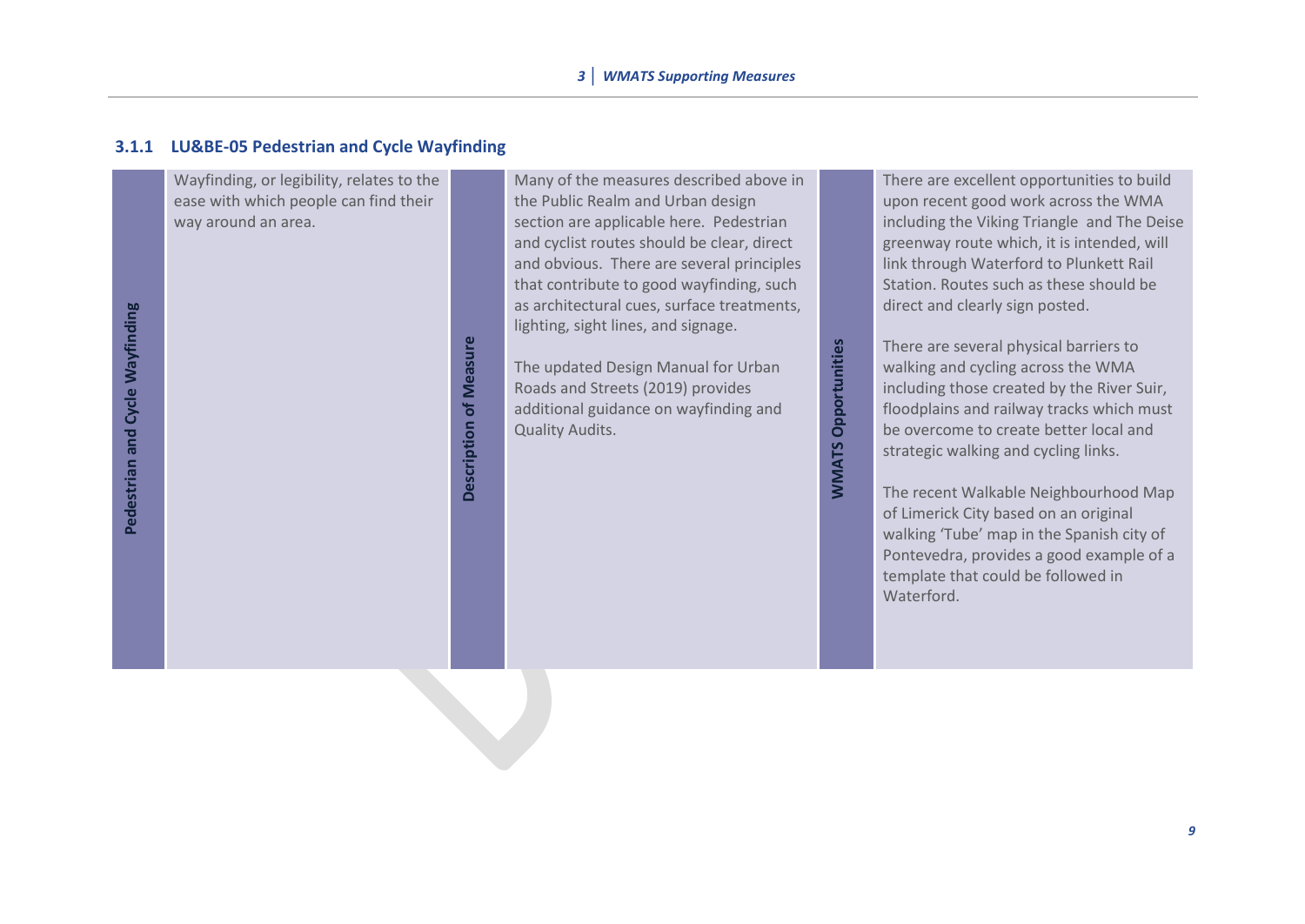### 3.1.1 LU&BE-05 Pedestrian and Cycle Wayfinding

| Pedestrian and Cycle Wayfinding | | Description of Measure | | WMATS Opportunities | |
|---|---|---|---|---|---|
| | Wayfinding, or legibility, relates to the ease with which people can find their way around an area. | | Many of the measures described above in the Public Realm and Urban design section are applicable here. Pedestrian and cyclist routes should be clear, direct and obvious. There are several principles that contribute to good wayfinding, such as architectural cues, surface treatments, lighting, sight lines, and signage.<br><br>The updated Design Manual for Urban Roads and Streets (2019) provides additional guidance on wayfinding and Quality Audits. | | There are excellent opportunities to build upon recent good work across the WMA including the Viking Triangle and The Deise greenway route which, it is intended, will link through Waterford to Plunkett Rail Station. Routes such as these should be direct and clearly sign posted.<br><br>There are several physical barriers to walking and cycling across the WMA including those created by the River Suir, floodplains and railway tracks which must be overcome to create better local and strategic walking and cycling links.<br><br>The recent Walkable Neighbourhood Map of Limerick City based on an original walking 'Tube' map in the Spanish city of Pontevedra, provides a good example of a template that could be followed in Waterford. |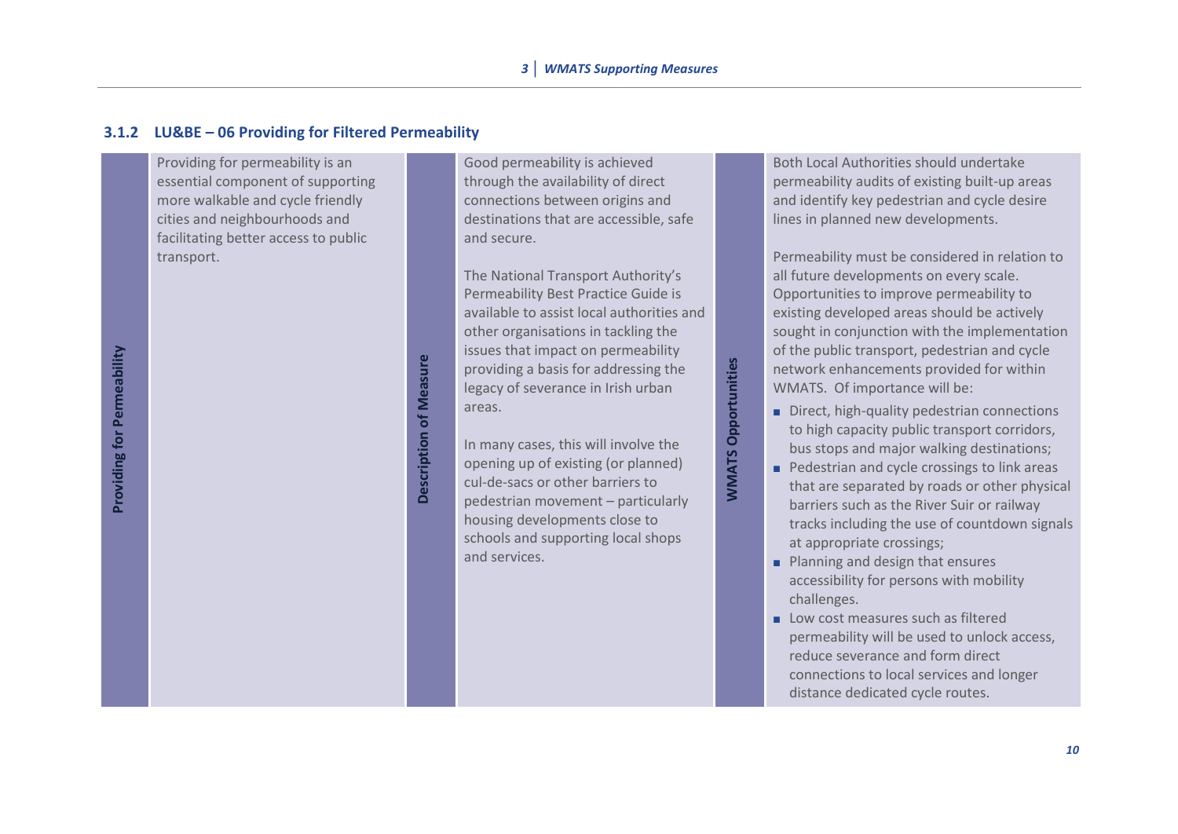### 3.1.2 LU&BE – 06 Providing for Filtered Permeability

| Providing for Permeability | Description of Measure | WMATS Opportunities |
|---|---|---|
| Providing for permeability is an essential component of supporting more walkable and cycle friendly cities and neighbourhoods and facilitating better access to public transport. | Good permeability is achieved through the availability of direct connections between origins and destinations that are accessible, safe and secure.<br><br>The National Transport Authority's Permeability Best Practice Guide is available to assist local authorities and other organisations in tackling the issues that impact on permeability providing a basis for addressing the legacy of severance in Irish urban areas.<br><br>In many cases, this will involve the opening up of existing (or planned) cul-de-sacs or other barriers to pedestrian movement – particularly housing developments close to schools and supporting local shops and services. | Both Local Authorities should undertake permeability audits of existing built-up areas and identify key pedestrian and cycle desire lines in planned new developments.<br><br>Permeability must be considered in relation to all future developments on every scale. Opportunities to improve permeability to existing developed areas should be actively sought in conjunction with the implementation of the public transport, pedestrian and cycle network enhancements provided for within WMATS. Of importance will be:<br>▪ Direct, high-quality pedestrian connections to high capacity public transport corridors, bus stops and major walking destinations;<br>▪ Pedestrian and cycle crossings to link areas that are separated by roads or other physical barriers such as the River Suir or railway tracks including the use of countdown signals at appropriate crossings;<br>▪ Planning and design that ensures accessibility for persons with mobility challenges.<br>▪ Low cost measures such as filtered permeability will be used to unlock access, reduce severance and form direct connections to local services and longer distance dedicated cycle routes. |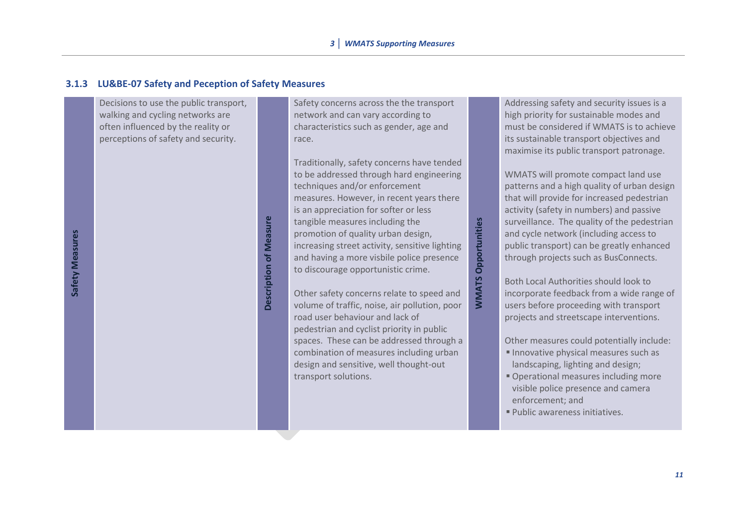### 3.1.3 LU&BE-07 Safety and Peception of Safety Measures

| Safety Measures | | Description of Measure | | WMATS Opportunities | |
|---|---|---|---|---|---|
| | Decisions to use the public transport, walking and cycling networks are often influenced by the reality or perceptions of safety and security. | | Safety concerns across the the transport network and can vary according to characteristics such as gender, age and race.<br><br>Traditionally, safety concerns have tended to be addressed through hard engineering techniques and/or enforcement measures. However, in recent years there is an appreciation for softer or less tangible measures including the promotion of quality urban design, increasing street activity, sensitive lighting and having a more visbile police presence to discourage opportunistic crime.<br><br>Other safety concerns relate to speed and volume of traffic, noise, air pollution, poor road user behaviour and lack of pedestrian and cyclist priority in public spaces. These can be addressed through a combination of measures including urban design and sensitive, well thought-out transport solutions. | | Addressing safety and security issues is a high priority for sustainable modes and must be considered if WMATS is to achieve its sustainable transport objectives and maximise its public transport patronage.<br><br>WMATS will promote compact land use patterns and a high quality of urban design that will provide for increased pedestrian activity (safety in numbers) and passive surveillance. The quality of the pedestrian and cycle network (including access to public transport) can be greatly enhanced through projects such as BusConnects.<br><br>Both Local Authorities should look to incorporate feedback from a wide range of users before proceeding with transport projects and streetscape interventions.<br><br>Other measures could potentially include:<br>▪ Innovative physical measures such as landscaping, lighting and design;<br>▪ Operational measures including more visible police presence and camera enforcement; and<br>▪ Public awareness initiatives. |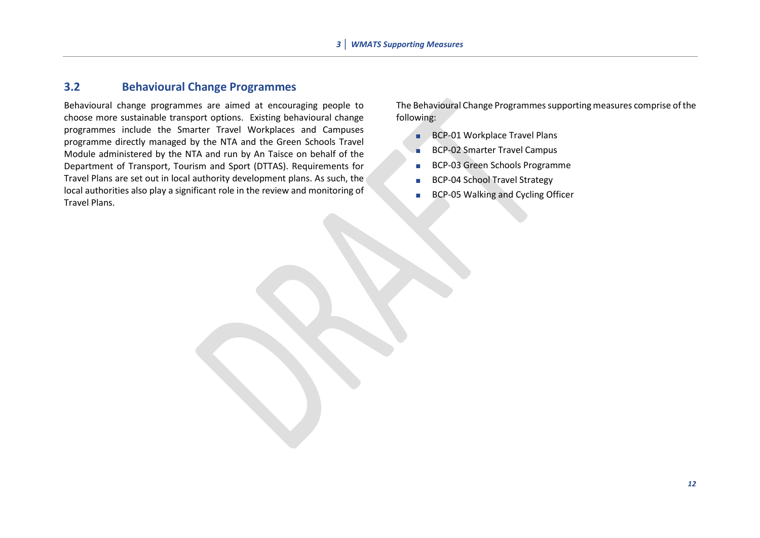## 3.2 Behavioural Change Programmes

Behavioural change programmes are aimed at encouraging people to choose more sustainable transport options. Existing behavioural change programmes include the Smarter Travel Workplaces and Campuses programme directly managed by the NTA and the Green Schools Travel Module administered by the NTA and run by An Taisce on behalf of the Department of Transport, Tourism and Sport (DTTAS). Requirements for Travel Plans are set out in local authority development plans. As such, the local authorities also play a significant role in the review and monitoring of Travel Plans.

The Behavioural Change Programmes supporting measures comprise of the following:

- BCP-01 Workplace Travel Plans
- BCP-02 Smarter Travel Campus
- BCP-03 Green Schools Programme
- BCP-04 School Travel Strategy
- BCP-05 Walking and Cycling Officer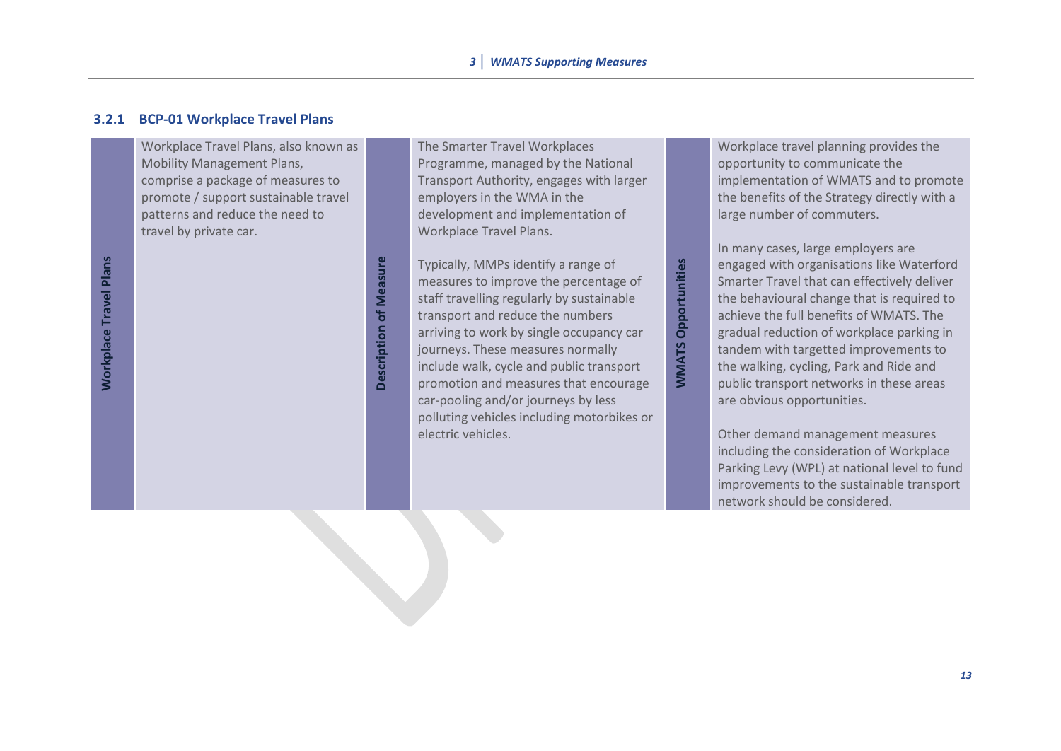### 3.2.1 BCP-01 Workplace Travel Plans

| Workplace Travel Plans | | Description of Measure | | WMATS Opportunities | |
|---|---|---|---|---|---|
| | Workplace Travel Plans, also known as Mobility Management Plans, comprise a package of measures to promote / support sustainable travel patterns and reduce the need to travel by private car. | | The Smarter Travel Workplaces Programme, managed by the National Transport Authority, engages with larger employers in the WMA in the development and implementation of Workplace Travel Plans.<br><br>Typically, MMPs identify a range of measures to improve the percentage of staff travelling regularly by sustainable transport and reduce the numbers arriving to work by single occupancy car journeys. These measures normally include walk, cycle and public transport promotion and measures that encourage car-pooling and/or journeys by less polluting vehicles including motorbikes or electric vehicles. | | Workplace travel planning provides the opportunity to communicate the implementation of WMATS and to promote the benefits of the Strategy directly with a large number of commuters.<br><br>In many cases, large employers are engaged with organisations like Waterford Smarter Travel that can effectively deliver the behavioural change that is required to achieve the full benefits of WMATS. The gradual reduction of workplace parking in tandem with targetted improvements to the walking, cycling, Park and Ride and public transport networks in these areas are obvious opportunities.<br><br>Other demand management measures including the consideration of Workplace Parking Levy (WPL) at national level to fund improvements to the sustainable transport network should be considered. |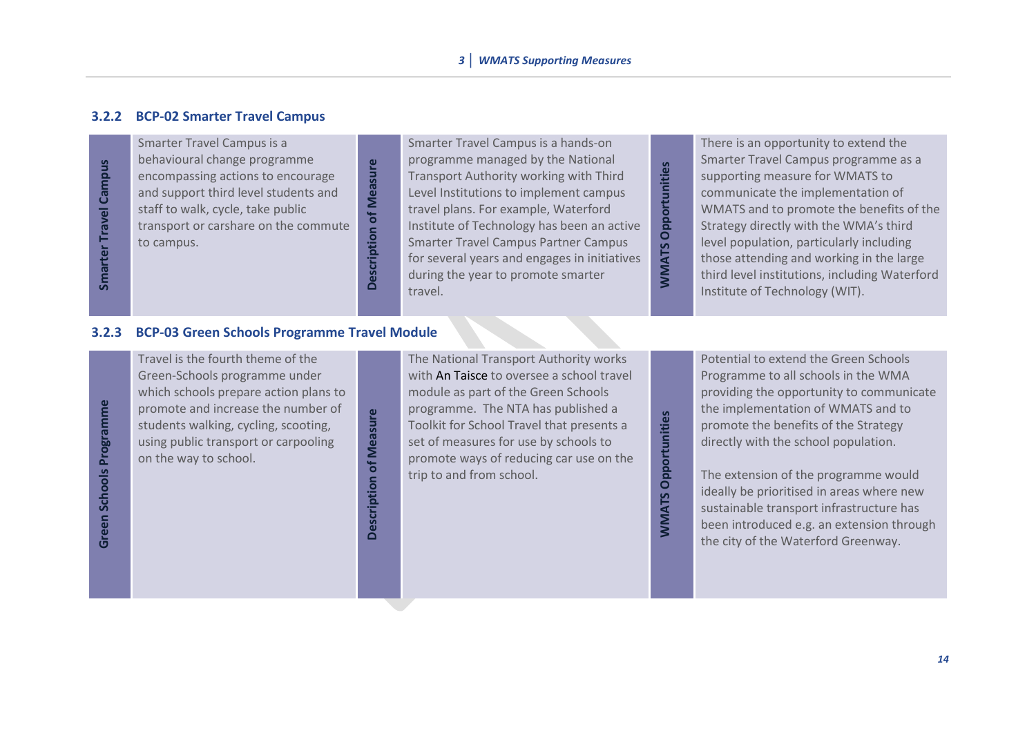### 3.2.2 BCP-02 Smarter Travel Campus

| Smarter Travel Campus | Description of Measure | WMATS Opportunities |
|---|---|---|
| Smarter Travel Campus is a behavioural change programme encompassing actions to encourage and support third level students and staff to walk, cycle, take public transport or carshare on the commute to campus. | Smarter Travel Campus is a hands-on programme managed by the National Transport Authority working with Third Level Institutions to implement campus travel plans. For example, Waterford Institute of Technology has been an active Smarter Travel Campus Partner Campus for several years and engages in initiatives during the year to promote smarter travel. | There is an opportunity to extend the Smarter Travel Campus programme as a supporting measure for WMATS to communicate the implementation of WMATS and to promote the benefits of the Strategy directly with the WMA's third level population, particularly including those attending and working in the large third level institutions, including Waterford Institute of Technology (WIT). |

### 3.2.3 BCP-03 Green Schools Programme Travel Module

| Green Schools Programme | Description of Measure | WMATS Opportunities |
|---|---|---|
| Travel is the fourth theme of the Green-Schools programme under which schools prepare action plans to promote and increase the number of students walking, cycling, scooting, using public transport or carpooling on the way to school. | The National Transport Authority works with An Taisce to oversee a school travel module as part of the Green Schools programme. The NTA has published a Toolkit for School Travel that presents a set of measures for use by schools to promote ways of reducing car use on the trip to and from school. | Potential to extend the Green Schools Programme to all schools in the WMA providing the opportunity to communicate the implementation of WMATS and to promote the benefits of the Strategy directly with the school population.<br><br>The extension of the programme would ideally be prioritised in areas where new sustainable transport infrastructure has been introduced e.g. an extension through the city of the Waterford Greenway. |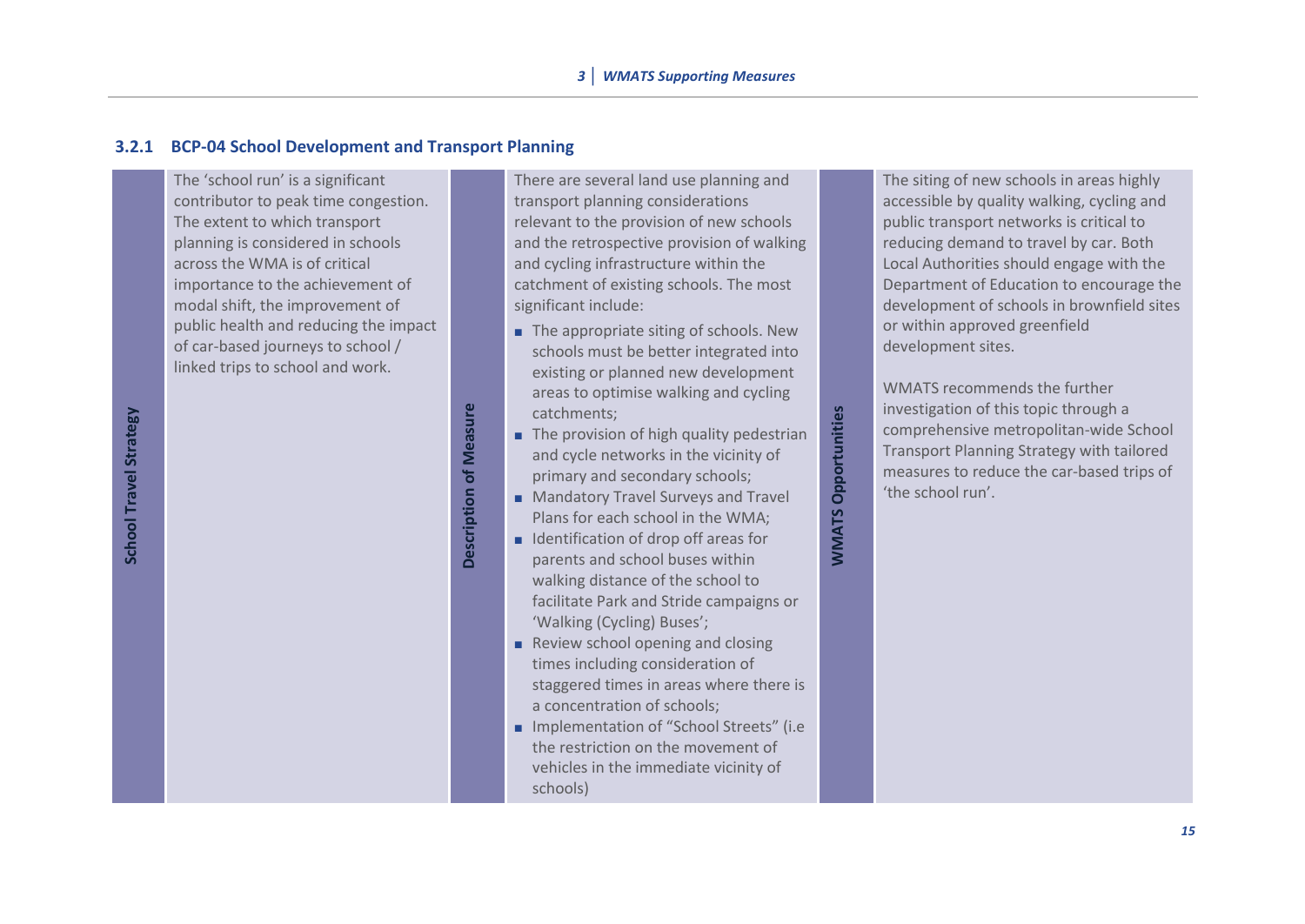### 3.2.1 BCP-04 School Development and Transport Planning

**School Travel Strategy**

The 'school run' is a significant contributor to peak time congestion. The extent to which transport planning is considered in schools across the WMA is of critical importance to the achievement of modal shift, the improvement of public health and reducing the impact of car-based journeys to school / linked trips to school and work.

**Description of Measure**

There are several land use planning and transport planning considerations relevant to the provision of new schools and the retrospective provision of walking and cycling infrastructure within the catchment of existing schools. The most significant include:

- The appropriate siting of schools. New schools must be better integrated into existing or planned new development areas to optimise walking and cycling catchments;
- The provision of high quality pedestrian and cycle networks in the vicinity of primary and secondary schools;
- Mandatory Travel Surveys and Travel Plans for each school in the WMA;
- Identification of drop off areas for parents and school buses within walking distance of the school to facilitate Park and Stride campaigns or 'Walking (Cycling) Buses';
- Review school opening and closing times including consideration of staggered times in areas where there is a concentration of schools;
- Implementation of "School Streets" (i.e the restriction on the movement of vehicles in the immediate vicinity of schools)

**WMATS Opportunities**

The siting of new schools in areas highly accessible by quality walking, cycling and public transport networks is critical to reducing demand to travel by car. Both Local Authorities should engage with the Department of Education to encourage the development of schools in brownfield sites or within approved greenfield development sites.

WMATS recommends the further investigation of this topic through a comprehensive metropolitan-wide School Transport Planning Strategy with tailored measures to reduce the car-based trips of 'the school run'.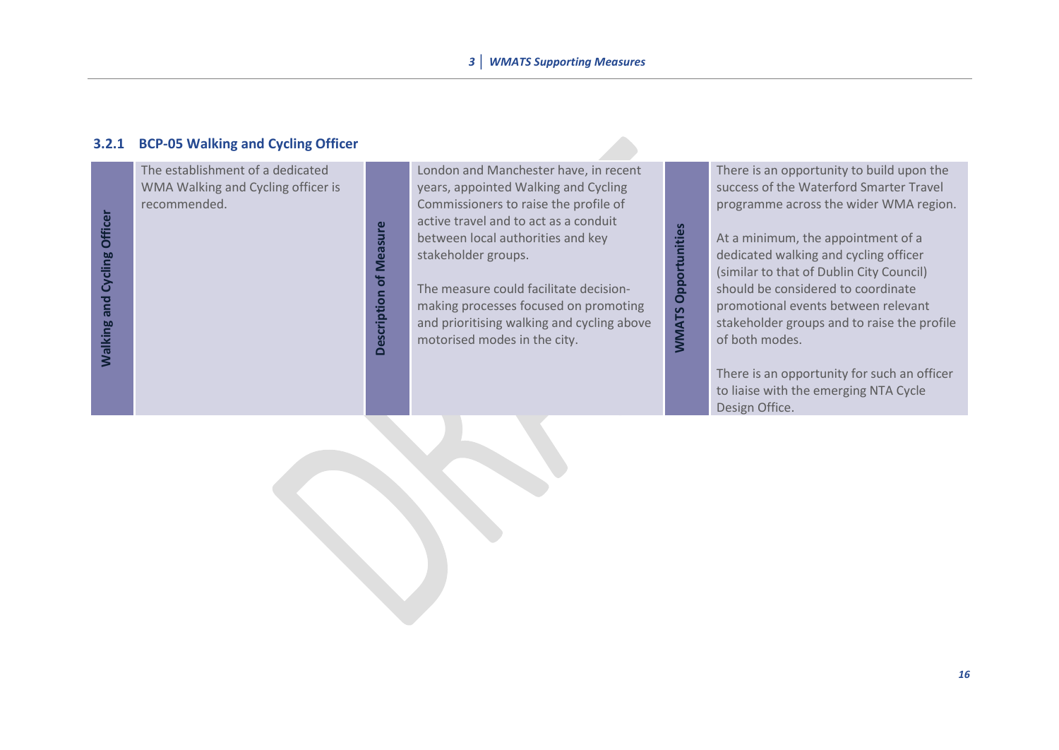### 3.2.1 BCP-05 Walking and Cycling Officer

| Walking and Cycling Officer | Description of Measure | WMATS Opportunities |
|---|---|---|
| The establishment of a dedicated WMA Walking and Cycling officer is recommended. | London and Manchester have, in recent years, appointed Walking and Cycling Commissioners to raise the profile of active travel and to act as a conduit between local authorities and key stakeholder groups.<br><br>The measure could facilitate decision-making processes focused on promoting and prioritising walking and cycling above motorised modes in the city. | There is an opportunity to build upon the success of the Waterford Smarter Travel programme across the wider WMA region.<br><br>At a minimum, the appointment of a dedicated walking and cycling officer (similar to that of Dublin City Council) should be considered to coordinate promotional events between relevant stakeholder groups and to raise the profile of both modes.<br><br>There is an opportunity for such an officer to liaise with the emerging NTA Cycle Design Office. |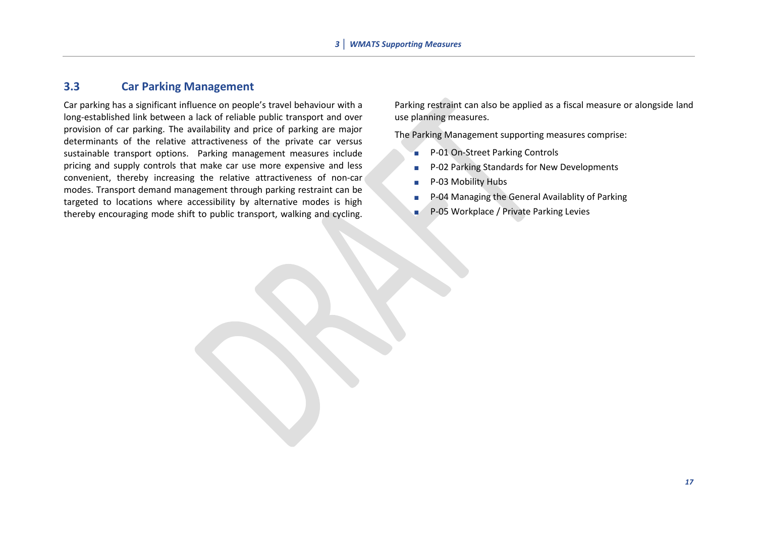## 3.3 Car Parking Management

Car parking has a significant influence on people's travel behaviour with a long-established link between a lack of reliable public transport and over provision of car parking. The availability and price of parking are major determinants of the relative attractiveness of the private car versus sustainable transport options. Parking management measures include pricing and supply controls that make car use more expensive and less convenient, thereby increasing the relative attractiveness of non-car modes. Transport demand management through parking restraint can be targeted to locations where accessibility by alternative modes is high thereby encouraging mode shift to public transport, walking and cycling.

Parking restraint can also be applied as a fiscal measure or alongside land use planning measures.

The Parking Management supporting measures comprise:

- P-01 On-Street Parking Controls
- P-02 Parking Standards for New Developments
- P-03 Mobility Hubs
- P-04 Managing the General Availablity of Parking
- P-05 Workplace / Private Parking Levies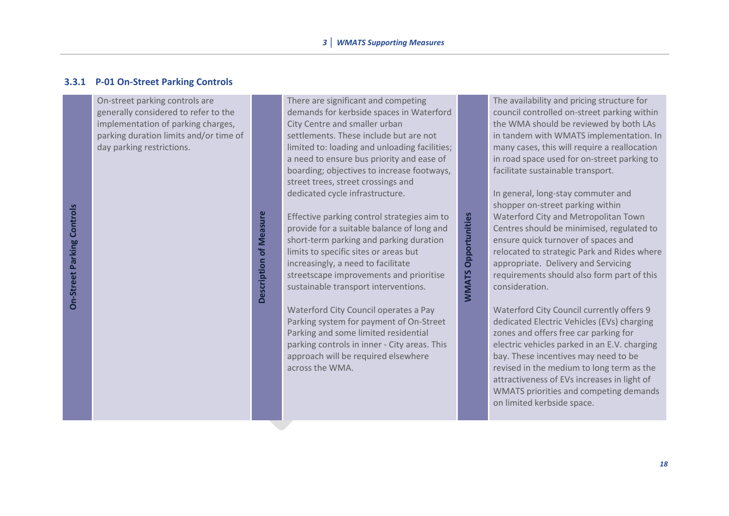### 3.3.1 P-01 On-Street Parking Controls

| On-Street Parking Controls | Description of Measure | WMATS Opportunities |
|---|---|---|
| On-street parking controls are generally considered to refer to the implementation of parking charges, parking duration limits and/or time of day parking restrictions. | There are significant and competing demands for kerbside spaces in Waterford City Centre and smaller urban settlements. These include but are not limited to: loading and unloading facilities; a need to ensure bus priority and ease of boarding; objectives to increase footways, street trees, street crossings and dedicated cycle infrastructure.<br><br>Effective parking control strategies aim to provide for a suitable balance of long and short-term parking and parking duration limits to specific sites or areas but increasingly, a need to facilitate streetscape improvements and prioritise sustainable transport interventions.<br><br>Waterford City Council operates a Pay Parking system for payment of On-Street Parking and some limited residential parking controls in inner - City areas. This approach will be required elsewhere across the WMA. | The availability and pricing structure for council controlled on-street parking within the WMA should be reviewed by both LAs in tandem with WMATS implementation. In many cases, this will require a reallocation in road space used for on-street parking to facilitate sustainable transport.<br><br>In general, long-stay commuter and shopper on-street parking within Waterford City and Metropolitan Town Centres should be minimised, regulated to ensure quick turnover of spaces and relocated to strategic Park and Rides where appropriate. Delivery and Servicing requirements should also form part of this consideration.<br><br>Waterford City Council currently offers 9 dedicated Electric Vehicles (EVs) charging zones and offers free car parking for electric vehicles parked in an E.V. charging bay. These incentives may need to be revised in the medium to long term as the attractiveness of EVs increases in light of WMATS priorities and competing demands on limited kerbside space. |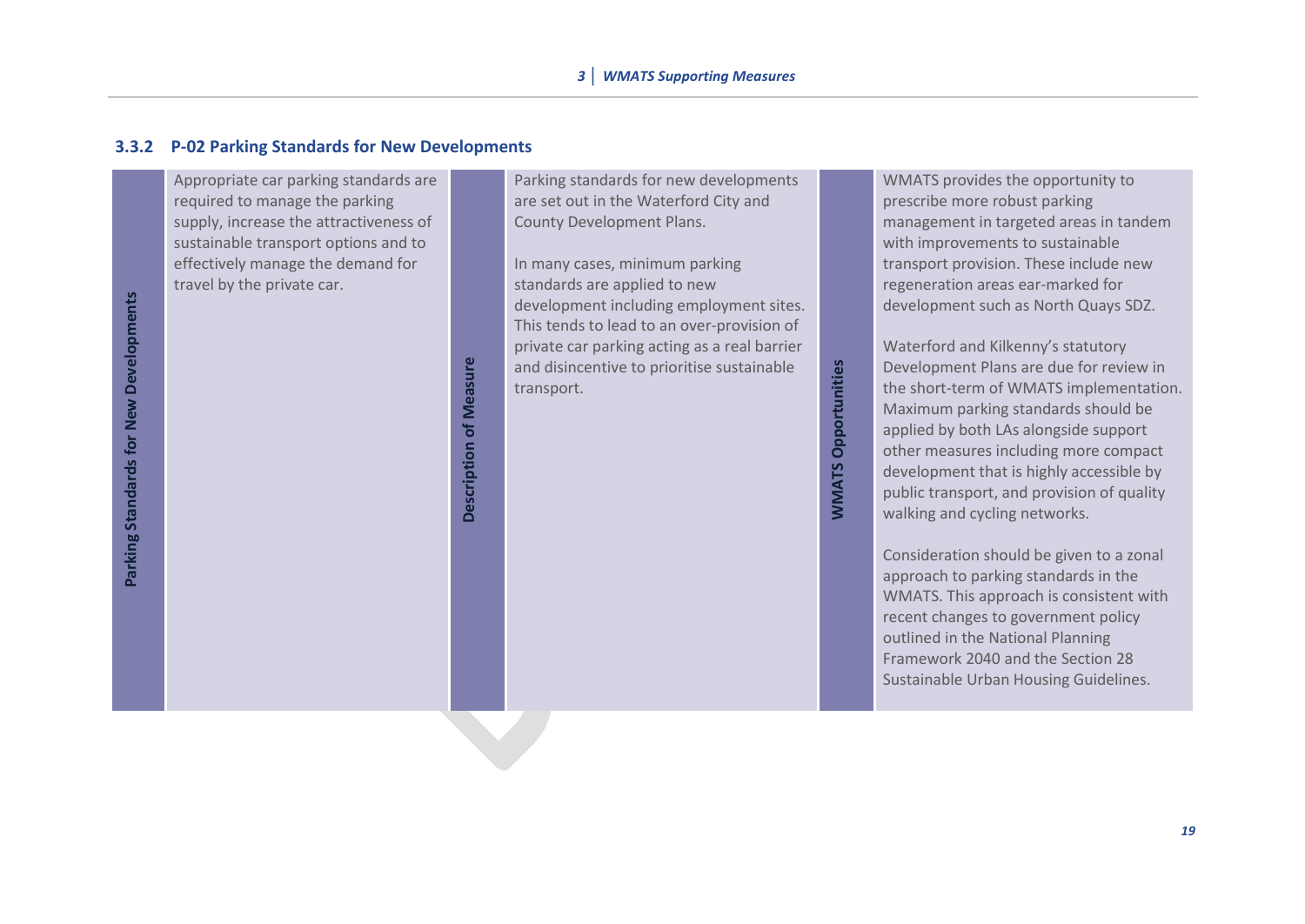### 3.3.2 P-02 Parking Standards for New Developments

| Parking Standards for New Developments | Description of Measure | WMATS Opportunities |
|---|---|---|
| Appropriate car parking standards are required to manage the parking supply, increase the attractiveness of sustainable transport options and to effectively manage the demand for travel by the private car. | Parking standards for new developments are set out in the Waterford City and County Development Plans.<br><br>In many cases, minimum parking standards are applied to new development including employment sites. This tends to lead to an over-provision of private car parking acting as a real barrier and disincentive to prioritise sustainable transport. | WMATS provides the opportunity to prescribe more robust parking management in targeted areas in tandem with improvements to sustainable transport provision. These include new regeneration areas ear-marked for development such as North Quays SDZ.<br><br>Waterford and Kilkenny's statutory Development Plans are due for review in the short-term of WMATS implementation. Maximum parking standards should be applied by both LAs alongside support other measures including more compact development that is highly accessible by public transport, and provision of quality walking and cycling networks.<br><br>Consideration should be given to a zonal approach to parking standards in the WMATS. This approach is consistent with recent changes to government policy outlined in the National Planning Framework 2040 and the Section 28 Sustainable Urban Housing Guidelines. |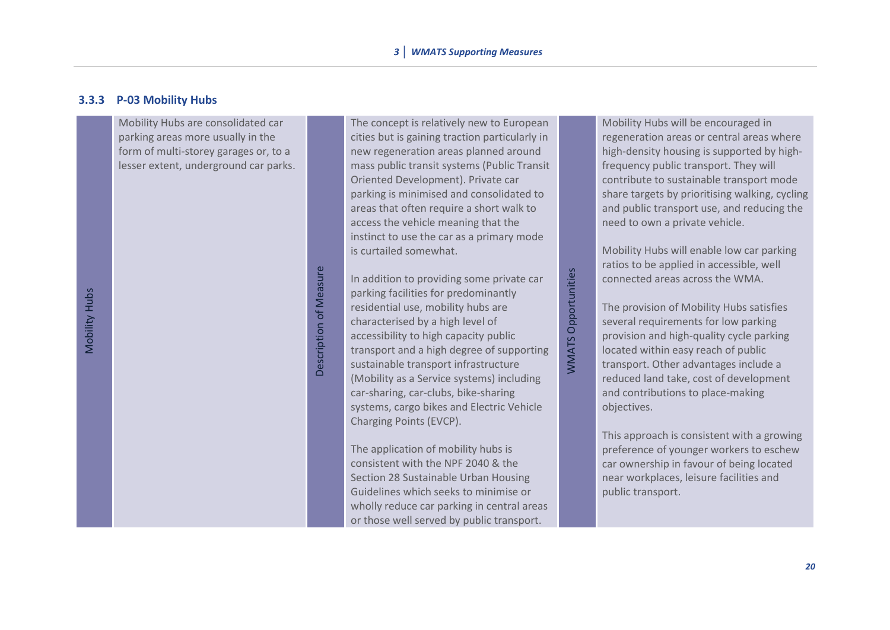### 3.3.3 P-03 Mobility Hubs

| Mobility Hubs | Mobility Hubs are consolidated car parking areas more usually in the form of multi-storey garages or, to a lesser extent, underground car parks. | Description of Measure | The concept is relatively new to European cities but is gaining traction particularly in new regeneration areas planned around mass public transit systems (Public Transit Oriented Development). Private car parking is minimised and consolidated to areas that often require a short walk to access the vehicle meaning that the instinct to use the car as a primary mode is curtailed somewhat.<br><br>In addition to providing some private car parking facilities for predominantly residential use, mobility hubs are characterised by a high level of accessibility to high capacity public transport and a high degree of supporting sustainable transport infrastructure (Mobility as a Service systems) including car-sharing, car-clubs, bike-sharing systems, cargo bikes and Electric Vehicle Charging Points (EVCP).<br><br>The application of mobility hubs is consistent with the NPF 2040 & the Section 28 Sustainable Urban Housing Guidelines which seeks to minimise or wholly reduce car parking in central areas or those well served by public transport. | WMATS Opportunities | Mobility Hubs will be encouraged in regeneration areas or central areas where high-density housing is supported by high-frequency public transport. They will contribute to sustainable transport mode share targets by prioritising walking, cycling and public transport use, and reducing the need to own a private vehicle.<br><br>Mobility Hubs will enable low car parking ratios to be applied in accessible, well connected areas across the WMA.<br><br>The provision of Mobility Hubs satisfies several requirements for low parking provision and high-quality cycle parking located within easy reach of public transport. Other advantages include a reduced land take, cost of development and contributions to place-making objectives.<br><br>This approach is consistent with a growing preference of younger workers to eschew car ownership in favour of being located near workplaces, leisure facilities and public transport. |
|---|---|---|---|---|---|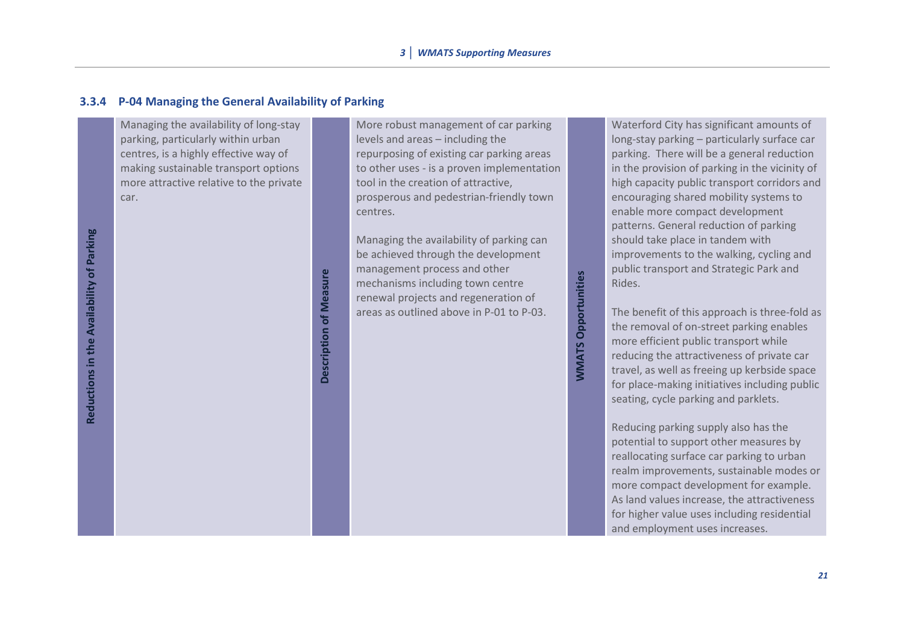### 3.3.4 P-04 Managing the General Availability of Parking

| Reductions in the Availability of Parking | Description of Measure | WMATS Opportunities |
|---|---|---|
| Managing the availability of long-stay parking, particularly within urban centres, is a highly effective way of making sustainable transport options more attractive relative to the private car. | More robust management of car parking levels and areas – including the repurposing of existing car parking areas to other uses - is a proven implementation tool in the creation of attractive, prosperous and pedestrian-friendly town centres.<br><br>Managing the availability of parking can be achieved through the development management process and other mechanisms including town centre renewal projects and regeneration of areas as outlined above in P-01 to P-03. | Waterford City has significant amounts of long-stay parking – particularly surface car parking. There will be a general reduction in the provision of parking in the vicinity of high capacity public transport corridors and encouraging shared mobility systems to enable more compact development patterns. General reduction of parking should take place in tandem with improvements to the walking, cycling and public transport and Strategic Park and Rides.<br><br>The benefit of this approach is three-fold as the removal of on-street parking enables more efficient public transport while reducing the attractiveness of private car travel, as well as freeing up kerbside space for place-making initiatives including public seating, cycle parking and parklets.<br><br>Reducing parking supply also has the potential to support other measures by reallocating surface car parking to urban realm improvements, sustainable modes or more compact development for example. As land values increase, the attractiveness for higher value uses including residential and employment uses increases. |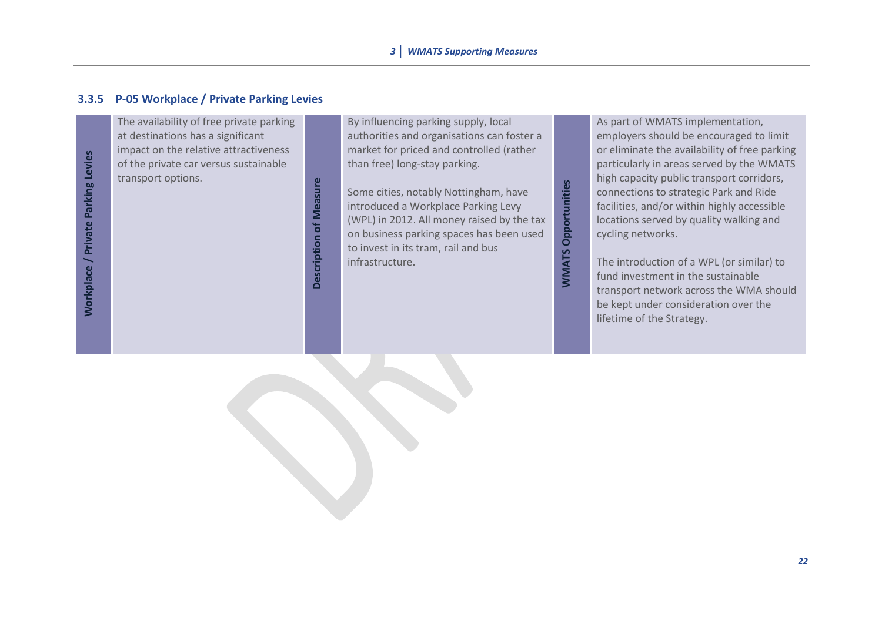### 3.3.5 P-05 Workplace / Private Parking Levies

| Workplace / Private Parking Levies | Description of Measure | WMATS Opportunities |
|---|---|---|
| The availability of free private parking at destinations has a significant impact on the relative attractiveness of the private car versus sustainable transport options. | By influencing parking supply, local authorities and organisations can foster a market for priced and controlled (rather than free) long-stay parking.<br><br>Some cities, notably Nottingham, have introduced a Workplace Parking Levy (WPL) in 2012. All money raised by the tax on business parking spaces has been used to invest in its tram, rail and bus infrastructure. | As part of WMATS implementation, employers should be encouraged to limit or eliminate the availability of free parking particularly in areas served by the WMATS high capacity public transport corridors, connections to strategic Park and Ride facilities, and/or within highly accessible locations served by quality walking and cycling networks.<br><br>The introduction of a WPL (or similar) to fund investment in the sustainable transport network across the WMA should be kept under consideration over the lifetime of the Strategy. |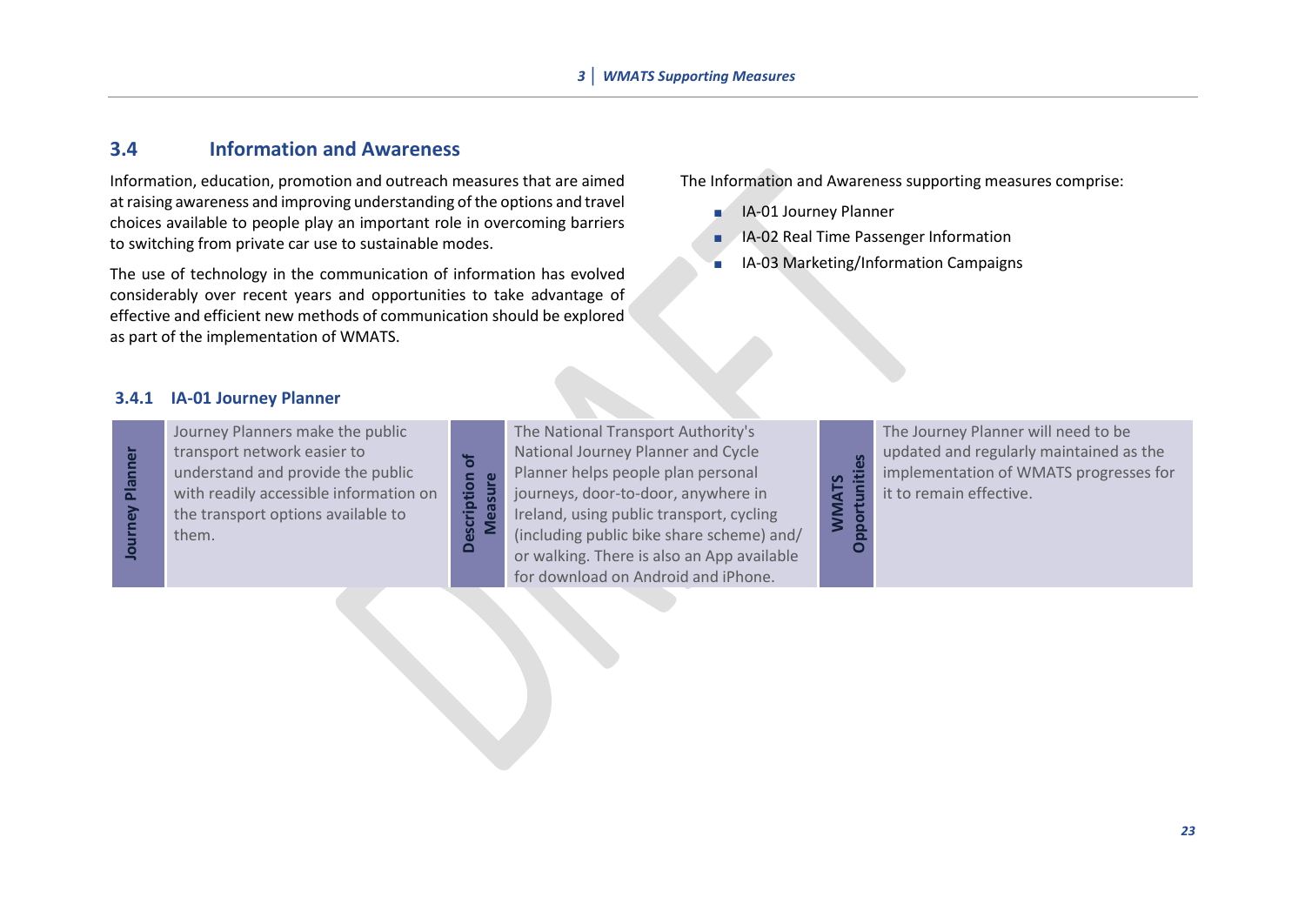## 3.4 Information and Awareness

Information, education, promotion and outreach measures that are aimed at raising awareness and improving understanding of the options and travel choices available to people play an important role in overcoming barriers to switching from private car use to sustainable modes.

The use of technology in the communication of information has evolved considerably over recent years and opportunities to take advantage of effective and efficient new methods of communication should be explored as part of the implementation of WMATS.

The Information and Awareness supporting measures comprise:

- IA-01 Journey Planner
- IA-02 Real Time Passenger Information
- IA-03 Marketing/Information Campaigns

### 3.4.1 IA-01 Journey Planner

| **Journey Planner** | **Description of Measure** | **WMATS Opportunities** |
|---|---|---|
| Journey Planners make the public transport network easier to understand and provide the public with readily accessible information on the transport options available to them. | The National Transport Authority's National Journey Planner and Cycle Planner helps people plan personal journeys, door-to-door, anywhere in Ireland, using public transport, cycling (including public bike share scheme) and/ or walking. There is also an App available for download on Android and iPhone. | The Journey Planner will need to be updated and regularly maintained as the implementation of WMATS progresses for it to remain effective. |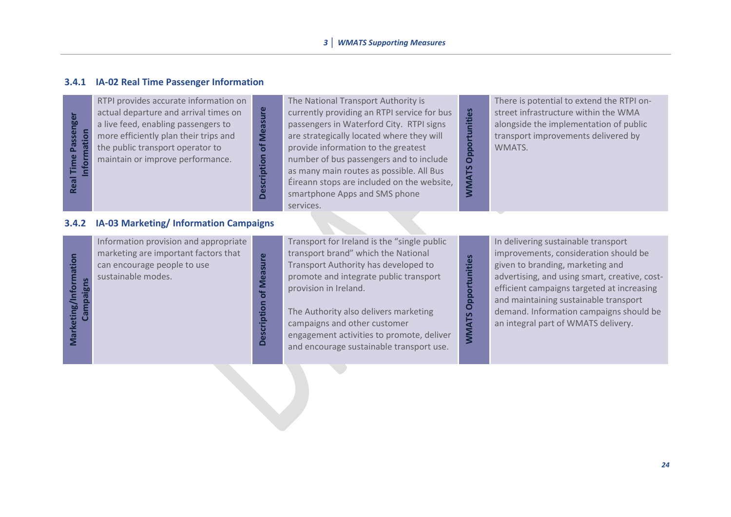### 3.4.1 IA-02 Real Time Passenger Information

| Real Time Passenger Information | Description of Measure | WMATS Opportunities |
|---|---|---|
| RTPI provides accurate information on actual departure and arrival times on a live feed, enabling passengers to more efficiently plan their trips and the public transport operator to maintain or improve performance. | The National Transport Authority is currently providing an RTPI service for bus passengers in Waterford City. RTPI signs are strategically located where they will provide information to the greatest number of bus passengers and to include as many main routes as possible. All Bus Éireann stops are included on the website, smartphone Apps and SMS phone services. | There is potential to extend the RTPI on-street infrastructure within the WMA alongside the implementation of public transport improvements delivered by WMATS. |

### 3.4.2 IA-03 Marketing/ Information Campaigns

| Marketing/Information Campaigns | Description of Measure | WMATS Opportunities |
|---|---|---|
| Information provision and appropriate marketing are important factors that can encourage people to use sustainable modes. | Transport for Ireland is the "single public transport brand" which the National Transport Authority has developed to promote and integrate public transport provision in Ireland.<br><br>The Authority also delivers marketing campaigns and other customer engagement activities to promote, deliver and encourage sustainable transport use. | In delivering sustainable transport improvements, consideration should be given to branding, marketing and advertising, and using smart, creative, cost-efficient campaigns targeted at increasing and maintaining sustainable transport demand. Information campaigns should be an integral part of WMATS delivery. |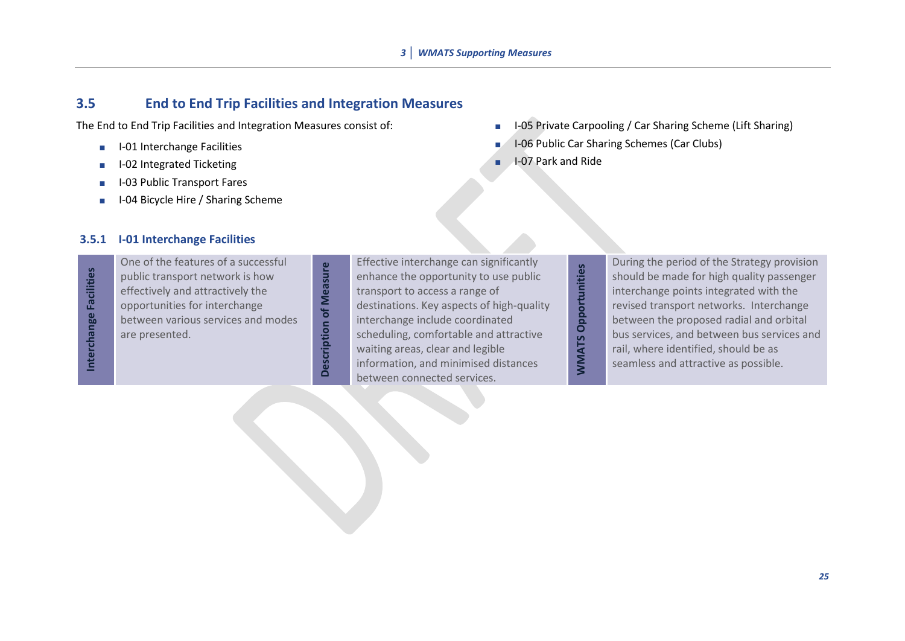## 3.5 End to End Trip Facilities and Integration Measures

The End to End Trip Facilities and Integration Measures consist of:

- I-01 Interchange Facilities
- I-02 Integrated Ticketing
- I-03 Public Transport Fares
- I-04 Bicycle Hire / Sharing Scheme
- I-05 Private Carpooling / Car Sharing Scheme (Lift Sharing)
- I-06 Public Car Sharing Schemes (Car Clubs)
- I-07 Park and Ride

### 3.5.1 I-01 Interchange Facilities

| **Interchange Facilities** | **Description of Measure** | **WMATS Opportunities** |
|---|---|---|
| One of the features of a successful public transport network is how effectively and attractively the opportunities for interchange between various services and modes are presented. | Effective interchange can significantly enhance the opportunity to use public transport to access a range of destinations. Key aspects of high-quality interchange include coordinated scheduling, comfortable and attractive waiting areas, clear and legible information, and minimised distances between connected services. | During the period of the Strategy provision should be made for high quality passenger interchange points integrated with the revised transport networks. Interchange between the proposed radial and orbital bus services, and between bus services and rail, where identified, should be as seamless and attractive as possible. |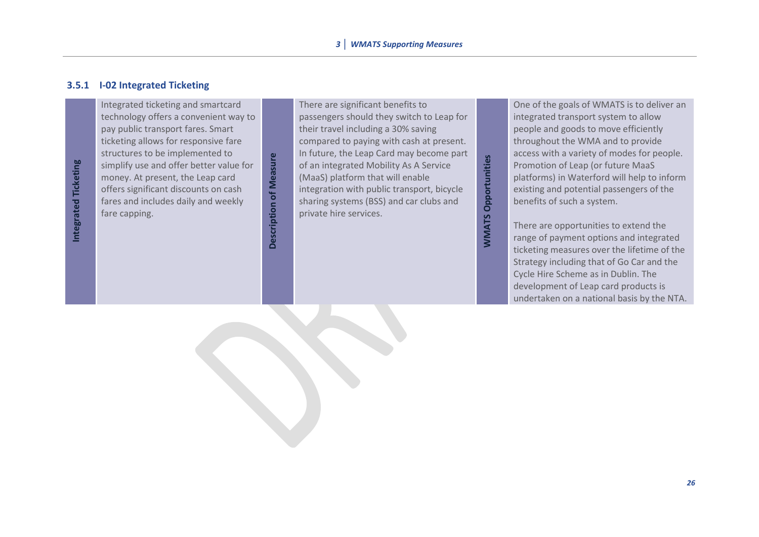### 3.5.1 I-02 Integrated Ticketing

| Integrated Ticketing | Description of Measure | WMATS Opportunities |
|---|---|---|
| Integrated ticketing and smartcard technology offers a convenient way to pay public transport fares. Smart ticketing allows for responsive fare structures to be implemented to simplify use and offer better value for money. At present, the Leap card offers significant discounts on cash fares and includes daily and weekly fare capping. | There are significant benefits to passengers should they switch to Leap for their travel including a 30% saving compared to paying with cash at present. In future, the Leap Card may become part of an integrated Mobility As A Service (MaaS) platform that will enable integration with public transport, bicycle sharing systems (BSS) and car clubs and private hire services. | One of the goals of WMATS is to deliver an integrated transport system to allow people and goods to move efficiently throughout the WMA and to provide access with a variety of modes for people. Promotion of Leap (or future MaaS platforms) in Waterford will help to inform existing and potential passengers of the benefits of such a system.<br><br>There are opportunities to extend the range of payment options and integrated ticketing measures over the lifetime of the Strategy including that of Go Car and the Cycle Hire Scheme as in Dublin. The development of Leap card products is undertaken on a national basis by the NTA. |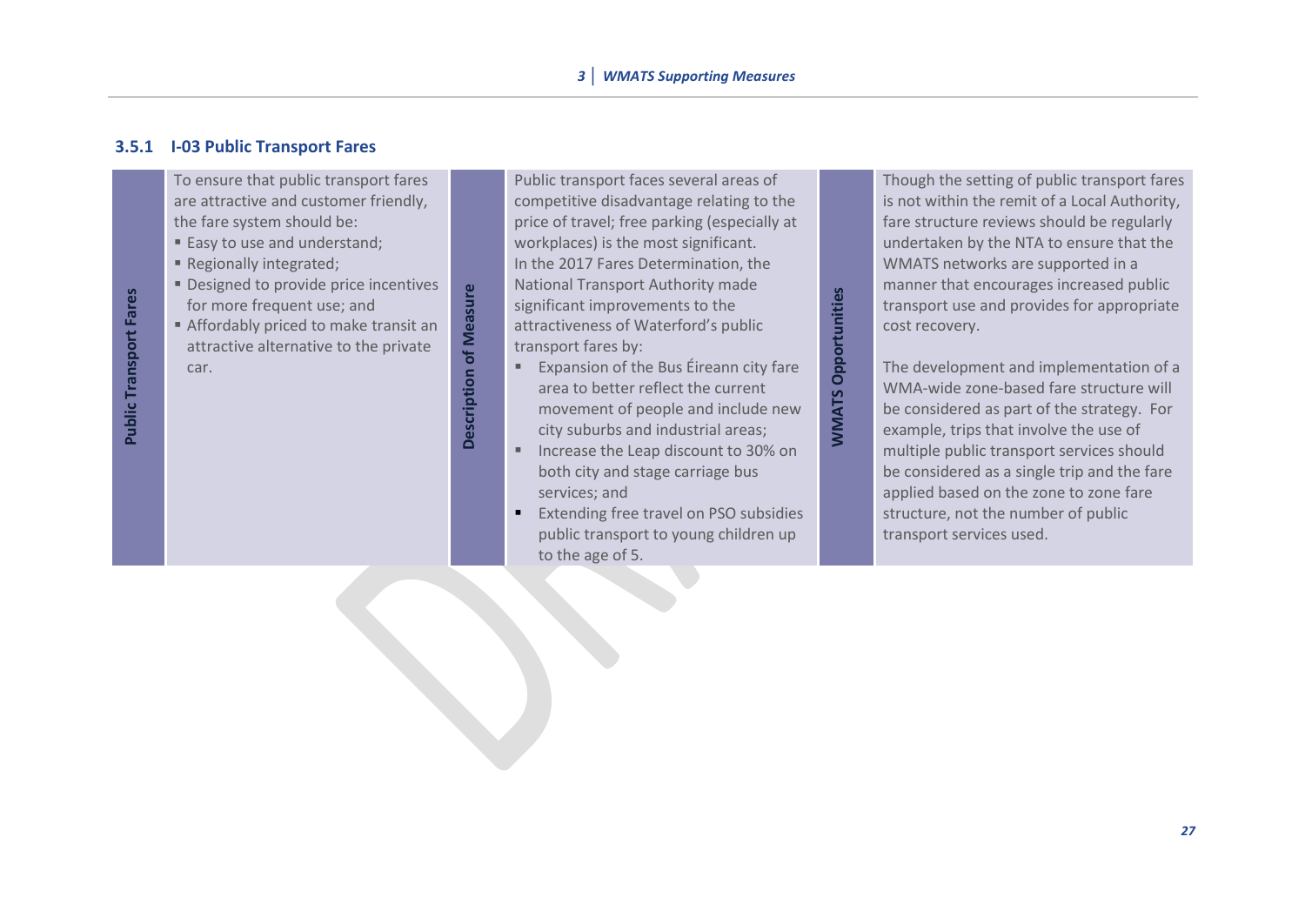### 3.5.1 I-03 Public Transport Fares

| Public Transport Fares | Description of Measure | WMATS Opportunities |
|---|---|---|
| To ensure that public transport fares are attractive and customer friendly, the fare system should be:<br>▪ Easy to use and understand;<br>▪ Regionally integrated;<br>▪ Designed to provide price incentives for more frequent use; and<br>▪ Affordably priced to make transit an attractive alternative to the private car. | Public transport faces several areas of competitive disadvantage relating to the price of travel; free parking (especially at workplaces) is the most significant.<br>In the 2017 Fares Determination, the National Transport Authority made significant improvements to the attractiveness of Waterford's public transport fares by:<br>▪ Expansion of the Bus Éireann city fare area to better reflect the current movement of people and include new city suburbs and industrial areas;<br>▪ Increase the Leap discount to 30% on both city and stage carriage bus services; and<br>▪ Extending free travel on PSO subsidies public transport to young children up to the age of 5. | Though the setting of public transport fares is not within the remit of a Local Authority, fare structure reviews should be regularly undertaken by the NTA to ensure that the WMATS networks are supported in a manner that encourages increased public transport use and provides for appropriate cost recovery.<br><br>The development and implementation of a WMA-wide zone-based fare structure will be considered as part of the strategy. For example, trips that involve the use of multiple public transport services should be considered as a single trip and the fare applied based on the zone to zone fare structure, not the number of public transport services used. |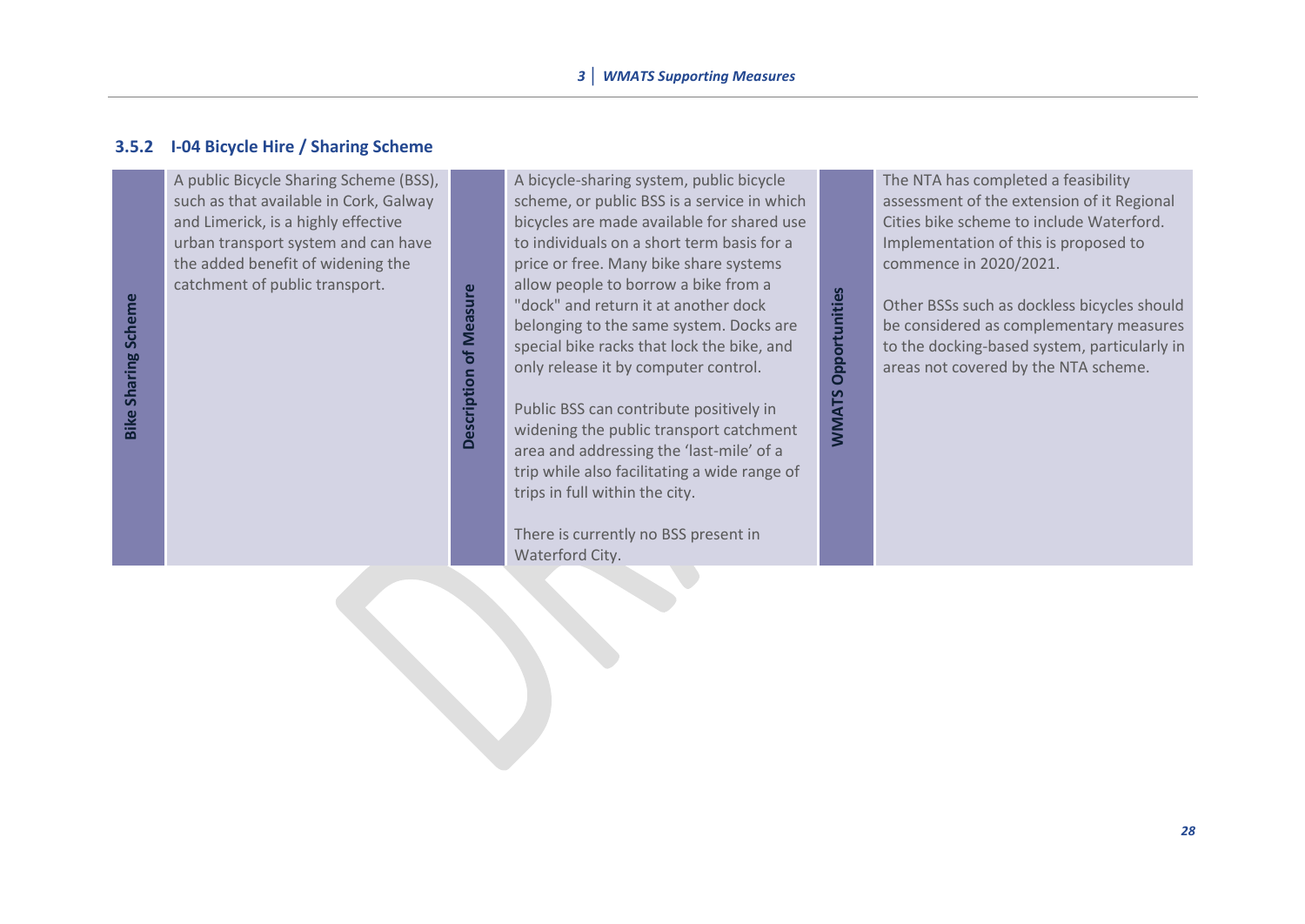### 3.5.2 I-04 Bicycle Hire / Sharing Scheme

| Bike Sharing Scheme | | Description of Measure | | WMATS Opportunities | |
|---|---|---|---|---|---|
| | A public Bicycle Sharing Scheme (BSS), such as that available in Cork, Galway and Limerick, is a highly effective urban transport system and can have the added benefit of widening the catchment of public transport. | | A bicycle-sharing system, public bicycle scheme, or public BSS is a service in which bicycles are made available for shared use to individuals on a short term basis for a price or free. Many bike share systems allow people to borrow a bike from a "dock" and return it at another dock belonging to the same system. Docks are special bike racks that lock the bike, and only release it by computer control.<br><br>Public BSS can contribute positively in widening the public transport catchment area and addressing the 'last-mile' of a trip while also facilitating a wide range of trips in full within the city.<br><br>There is currently no BSS present in Waterford City. | | The NTA has completed a feasibility assessment of the extension of it Regional Cities bike scheme to include Waterford. Implementation of this is proposed to commence in 2020/2021.<br><br>Other BSSs such as dockless bicycles should be considered as complementary measures to the docking-based system, particularly in areas not covered by the NTA scheme. |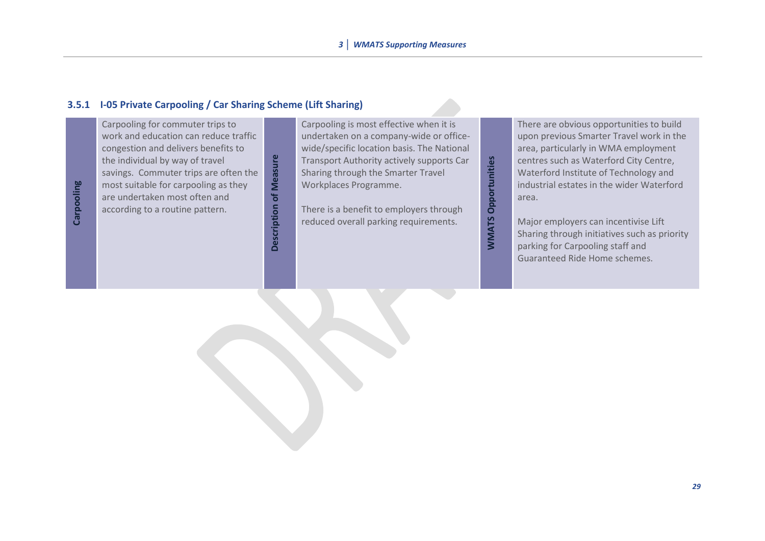### 3.5.1 I-05 Private Carpooling / Car Sharing Scheme (Lift Sharing)

| Carpooling | | Description of Measure | | WMATS Opportunities | |
|---|---|---|---|---|---|
| | Carpooling for commuter trips to work and education can reduce traffic congestion and delivers benefits to the individual by way of travel savings. Commuter trips are often the most suitable for carpooling as they are undertaken most often and according to a routine pattern. | | Carpooling is most effective when it is undertaken on a company-wide or office-wide/specific location basis. The National Transport Authority actively supports Car Sharing through the Smarter Travel Workplaces Programme.<br><br>There is a benefit to employers through reduced overall parking requirements. | | There are obvious opportunities to build upon previous Smarter Travel work in the area, particularly in WMA employment centres such as Waterford City Centre, Waterford Institute of Technology and industrial estates in the wider Waterford area.<br><br>Major employers can incentivise Lift Sharing through initiatives such as priority parking for Carpooling staff and Guaranteed Ride Home schemes. |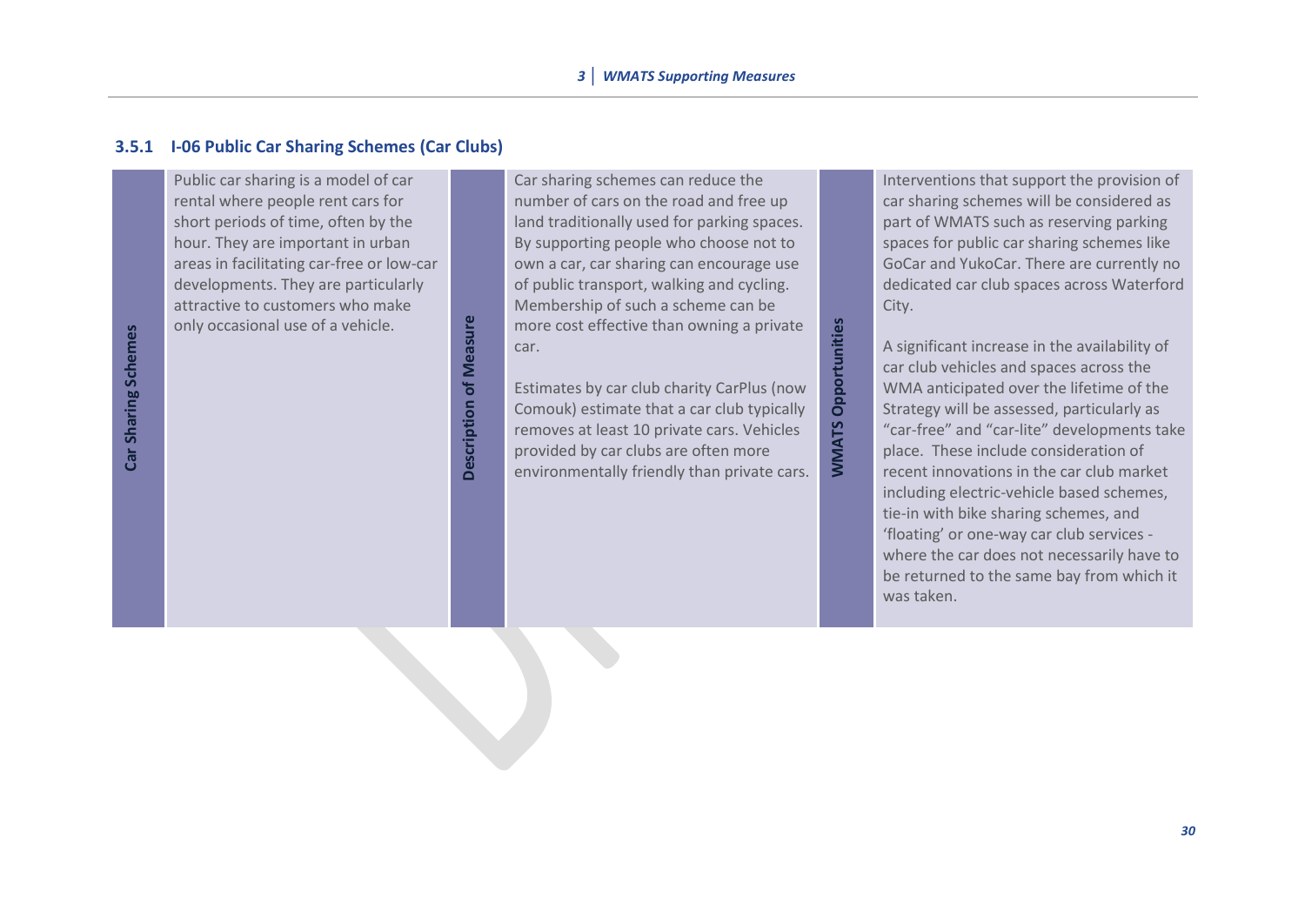### 3.5.1 I-06 Public Car Sharing Schemes (Car Clubs)

| Car Sharing Schemes | | Description of Measure | | WMATS Opportunities | |
|---|---|---|---|---|---|
| | Public car sharing is a model of car rental where people rent cars for short periods of time, often by the hour. They are important in urban areas in facilitating car-free or low-car developments. They are particularly attractive to customers who make only occasional use of a vehicle. | | Car sharing schemes can reduce the number of cars on the road and free up land traditionally used for parking spaces. By supporting people who choose not to own a car, car sharing can encourage use of public transport, walking and cycling. Membership of such a scheme can be more cost effective than owning a private car.<br><br>Estimates by car club charity CarPlus (now Comouk) estimate that a car club typically removes at least 10 private cars. Vehicles provided by car clubs are often more environmentally friendly than private cars. | | Interventions that support the provision of car sharing schemes will be considered as part of WMATS such as reserving parking spaces for public car sharing schemes like GoCar and YukoCar. There are currently no dedicated car club spaces across Waterford City.<br><br>A significant increase in the availability of car club vehicles and spaces across the WMA anticipated over the lifetime of the Strategy will be assessed, particularly as “car-free” and “car-lite” developments take place. These include consideration of recent innovations in the car club market including electric-vehicle based schemes, tie-in with bike sharing schemes, and ‘floating’ or one-way car club services - where the car does not necessarily have to be returned to the same bay from which it was taken. |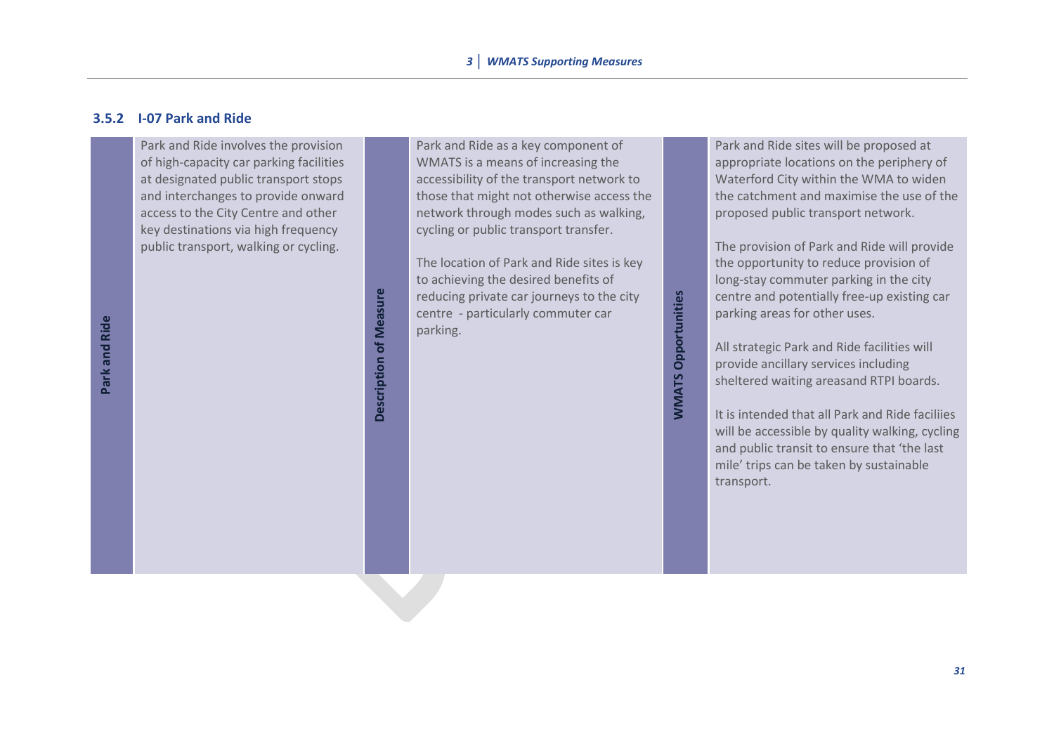### 3.5.2 I-07 Park and Ride

| Park and Ride | | Description of Measure | | WMATS Opportunities | |
|---|---|---|---|---|---|
| | Park and Ride involves the provision of high-capacity car parking facilities at designated public transport stops and interchanges to provide onward access to the City Centre and other key destinations via high frequency public transport, walking or cycling. | | Park and Ride as a key component of WMATS is a means of increasing the accessibility of the transport network to those that might not otherwise access the network through modes such as walking, cycling or public transport transfer.<br><br>The location of Park and Ride sites is key to achieving the desired benefits of reducing private car journeys to the city centre - particularly commuter car parking. | | Park and Ride sites will be proposed at appropriate locations on the periphery of Waterford City within the WMA to widen the catchment and maximise the use of the proposed public transport network.<br><br>The provision of Park and Ride will provide the opportunity to reduce provision of long-stay commuter parking in the city centre and potentially free-up existing car parking areas for other uses.<br><br>All strategic Park and Ride facilities will provide ancillary services including sheltered waiting areasand RTPI boards.<br><br>It is intended that all Park and Ride faciliies will be accessible by quality walking, cycling and public transit to ensure that 'the last mile' trips can be taken by sustainable transport. |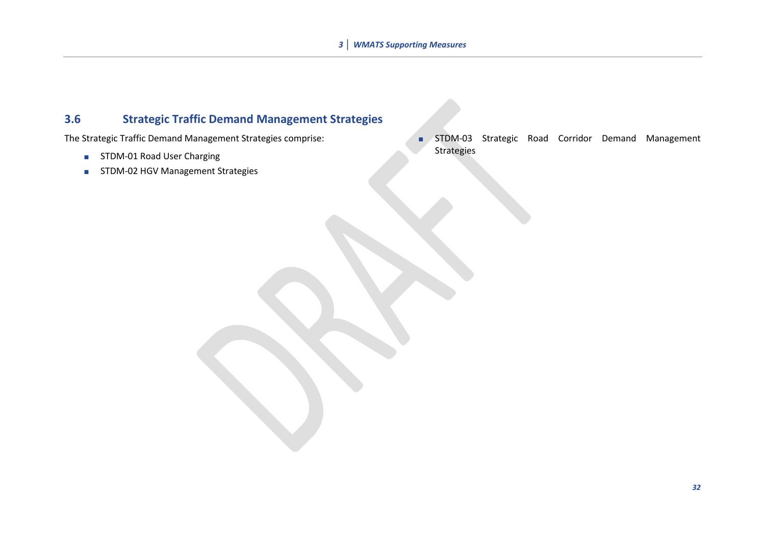## 3.6 Strategic Traffic Demand Management Strategies

The Strategic Traffic Demand Management Strategies comprise:

- STDM-01 Road User Charging
- STDM-02 HGV Management Strategies
- STDM-03 Strategic Road Corridor Demand Management Strategies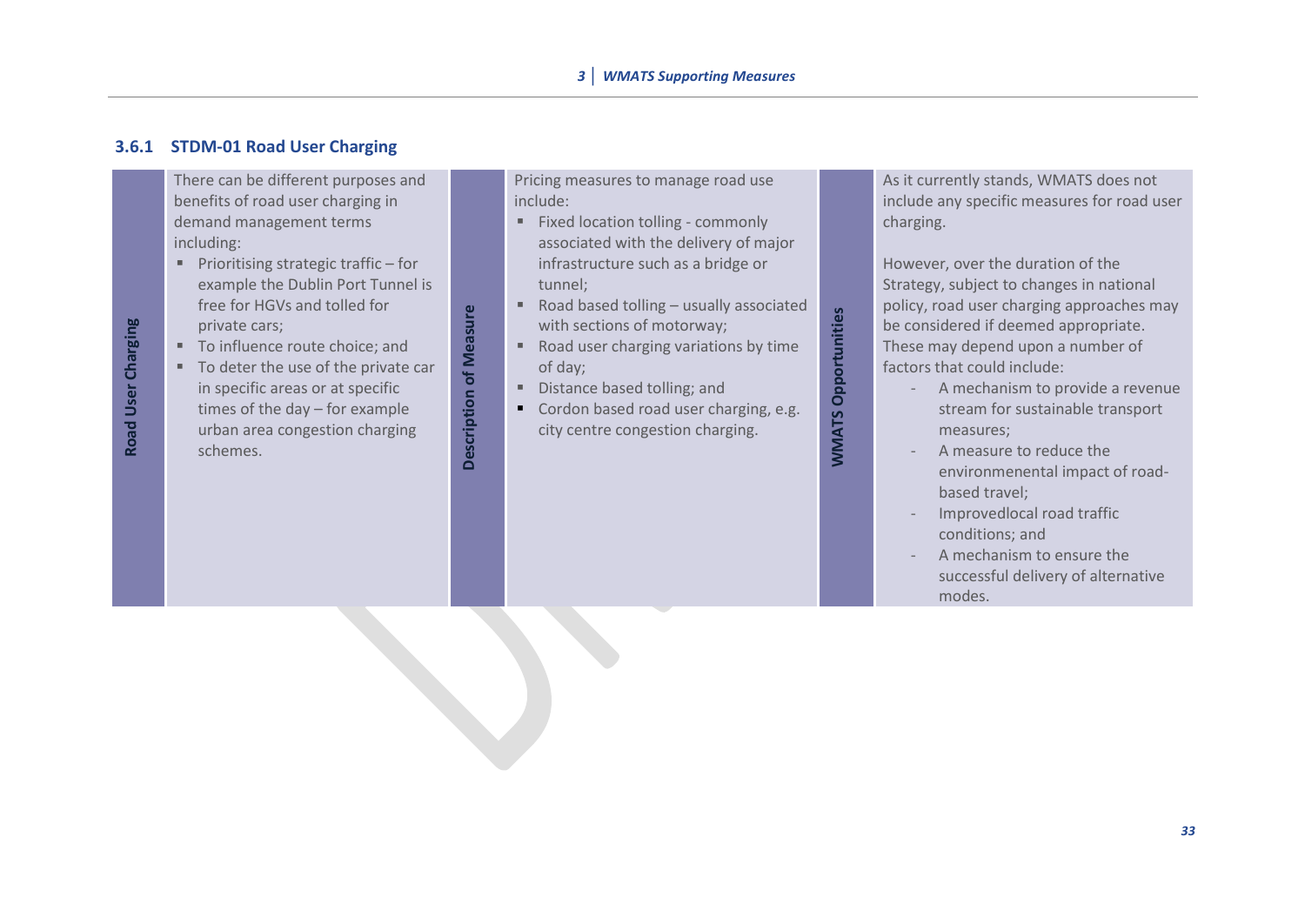### 3.6.1 STDM-01 Road User Charging

| Road User Charging | | Description of Measure | | WMATS Opportunities | |
|---|---|---|---|---|---|
| | There can be different purposes and benefits of road user charging in demand management terms including:<br>▪ Prioritising strategic traffic – for example the Dublin Port Tunnel is free for HGVs and tolled for private cars;<br>▪ To influence route choice; and<br>▪ To deter the use of the private car in specific areas or at specific times of the day – for example urban area congestion charging schemes. | | Pricing measures to manage road use include:<br>▪ Fixed location tolling - commonly associated with the delivery of major infrastructure such as a bridge or tunnel;<br>▪ Road based tolling – usually associated with sections of motorway;<br>▪ Road user charging variations by time of day;<br>▪ Distance based tolling; and<br>▪ Cordon based road user charging, e.g. city centre congestion charging. | | As it currently stands, WMATS does not include any specific measures for road user charging.<br><br>However, over the duration of the Strategy, subject to changes in national policy, road user charging approaches may be considered if deemed appropriate. These may depend upon a number of factors that could include:<br>- A mechanism to provide a revenue stream for sustainable transport measures;<br>- A measure to reduce the environmenental impact of road-based travel;<br>- Improvedlocal road traffic conditions; and<br>- A mechanism to ensure the successful delivery of alternative modes. |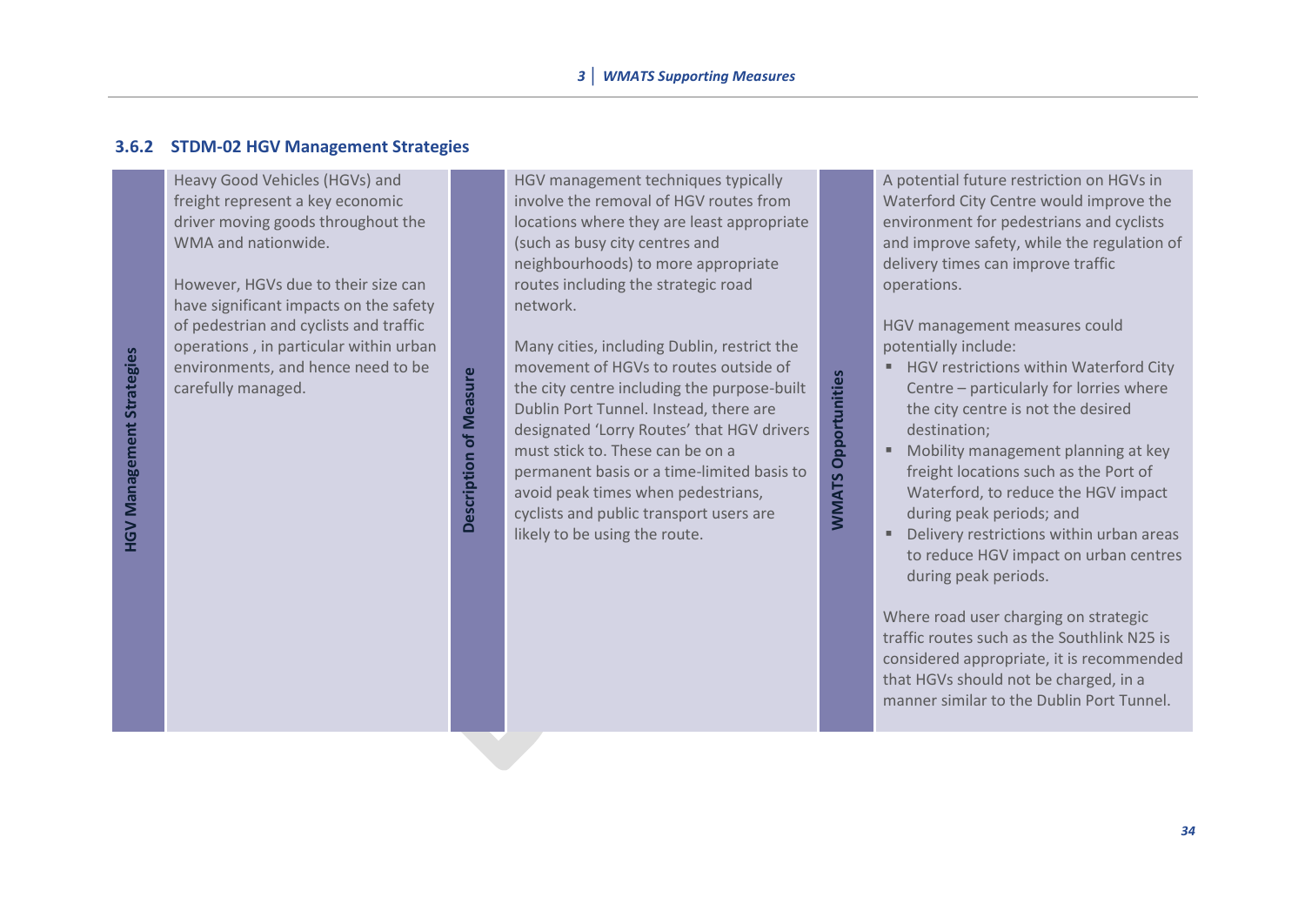### 3.6.2 STDM-02 HGV Management Strategies

**HGV Management Strategies**

Heavy Good Vehicles (HGVs) and freight represent a key economic driver moving goods throughout the WMA and nationwide.

However, HGVs due to their size can have significant impacts on the safety of pedestrian and cyclists and traffic operations , in particular within urban environments, and hence need to be carefully managed.

**Description of Measure**

HGV management techniques typically involve the removal of HGV routes from locations where they are least appropriate (such as busy city centres and neighbourhoods) to more appropriate routes including the strategic road network.

Many cities, including Dublin, restrict the movement of HGVs to routes outside of the city centre including the purpose-built Dublin Port Tunnel. Instead, there are designated 'Lorry Routes' that HGV drivers must stick to. These can be on a permanent basis or a time-limited basis to avoid peak times when pedestrians, cyclists and public transport users are likely to be using the route.

**WMATS Opportunities**

A potential future restriction on HGVs in Waterford City Centre would improve the environment for pedestrians and cyclists and improve safety, while the regulation of delivery times can improve traffic operations.

HGV management measures could potentially include:

- HGV restrictions within Waterford City Centre – particularly for lorries where the city centre is not the desired destination;
- Mobility management planning at key freight locations such as the Port of Waterford, to reduce the HGV impact during peak periods; and
- Delivery restrictions within urban areas to reduce HGV impact on urban centres during peak periods.

Where road user charging on strategic traffic routes such as the Southlink N25 is considered appropriate, it is recommended that HGVs should not be charged, in a manner similar to the Dublin Port Tunnel.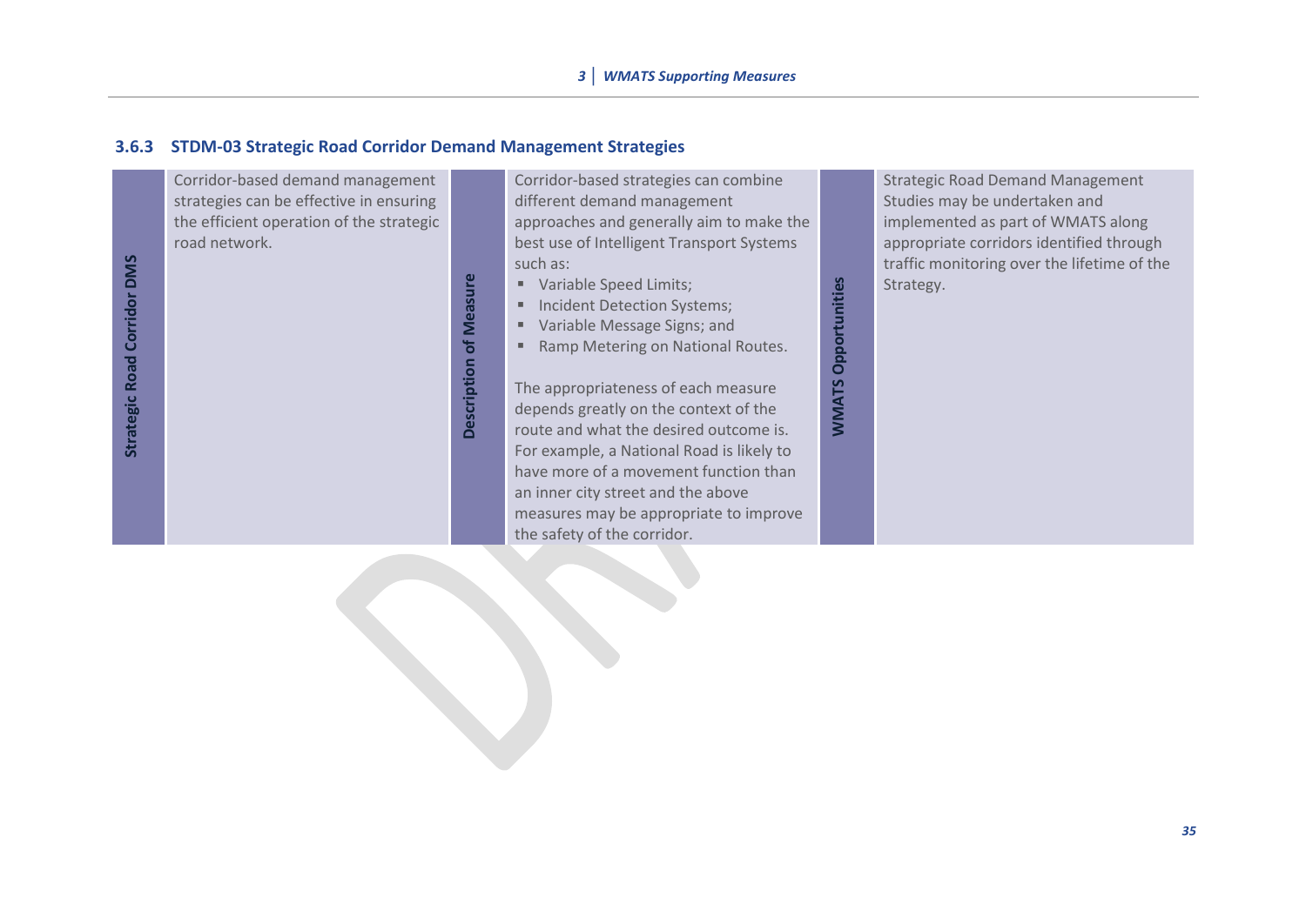### 3.6.3 STDM-03 Strategic Road Corridor Demand Management Strategies

| Strategic Road Corridor DMS | Description of Measure | WMATS Opportunities |
|---|---|---|
| Corridor-based demand management strategies can be effective in ensuring the efficient operation of the strategic road network. | Corridor-based strategies can combine different demand management approaches and generally aim to make the best use of Intelligent Transport Systems such as:<br>▪ Variable Speed Limits;<br>▪ Incident Detection Systems;<br>▪ Variable Message Signs; and<br>▪ Ramp Metering on National Routes.<br><br>The appropriateness of each measure depends greatly on the context of the route and what the desired outcome is. For example, a National Road is likely to have more of a movement function than an inner city street and the above measures may be appropriate to improve the safety of the corridor. | Strategic Road Demand Management Studies may be undertaken and implemented as part of WMATS along appropriate corridors identified through traffic monitoring over the lifetime of the Strategy. |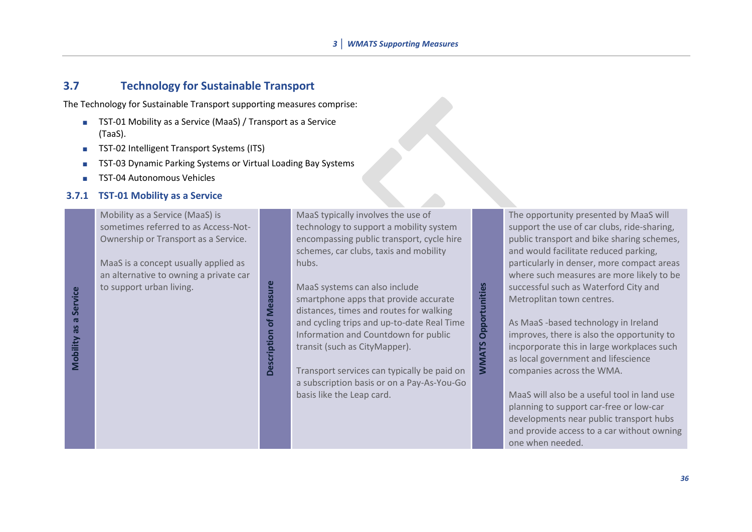## 3.7 Technology for Sustainable Transport

The Technology for Sustainable Transport supporting measures comprise:

- TST-01 Mobility as a Service (MaaS) / Transport as a Service (TaaS).
- TST-02 Intelligent Transport Systems (ITS)
- TST-03 Dynamic Parking Systems or Virtual Loading Bay Systems
- TST-04 Autonomous Vehicles

### 3.7.1 TST-01 Mobility as a Service

| Mobility as a Service | | Description of Measure | | WMATS Opportunities | |
|---|---|---|---|---|---|
| | Mobility as a Service (MaaS) is sometimes referred to as Access-Not-Ownership or Transport as a Service.<br><br>MaaS is a concept usually applied as an alternative to owning a private car to support urban living. | | MaaS typically involves the use of technology to support a mobility system encompassing public transport, cycle hire schemes, car clubs, taxis and mobility hubs.<br><br>MaaS systems can also include smartphone apps that provide accurate distances, times and routes for walking and cycling trips and up-to-date Real Time Information and Countdown for public transit (such as CityMapper).<br><br>Transport services can typically be paid on a subscription basis or on a Pay-As-You-Go basis like the Leap card. | | The opportunity presented by MaaS will support the use of car clubs, ride-sharing, public transport and bike sharing schemes, and would facilitate reduced parking, particularly in denser, more compact areas where such measures are more likely to be successful such as Waterford City and Metroplitan town centres.<br><br>As MaaS -based technology in Ireland improves, there is also the opportunity to incporporate this in large workplaces such as local government and lifescience companies across the WMA.<br><br>MaaS will also be a useful tool in land use planning to support car-free or low-car developments near public transport hubs and provide access to a car without owning one when needed. |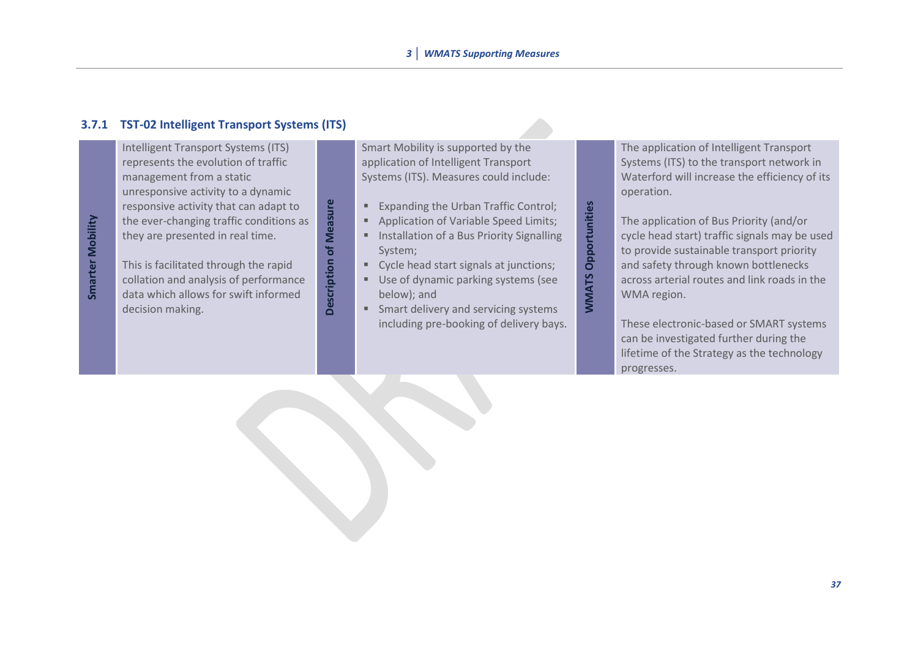### 3.7.1 TST-02 Intelligent Transport Systems (ITS)

| Smarter Mobility | | Description of Measure | | WMATS Opportunities | |
|---|---|---|---|---|---|
| | Intelligent Transport Systems (ITS) represents the evolution of traffic management from a static unresponsive activity to a dynamic responsive activity that can adapt to the ever-changing traffic conditions as they are presented in real time.<br><br>This is facilitated through the rapid collation and analysis of performance data which allows for swift informed decision making. | | Smart Mobility is supported by the application of Intelligent Transport Systems (ITS). Measures could include:<br><br>▪ Expanding the Urban Traffic Control;<br>▪ Application of Variable Speed Limits;<br>▪ Installation of a Bus Priority Signalling System;<br>▪ Cycle head start signals at junctions;<br>▪ Use of dynamic parking systems (see below); and<br>▪ Smart delivery and servicing systems including pre-booking of delivery bays. | | The application of Intelligent Transport Systems (ITS) to the transport network in Waterford will increase the efficiency of its operation.<br><br>The application of Bus Priority (and/or cycle head start) traffic signals may be used to provide sustainable transport priority and safety through known bottlenecks across arterial routes and link roads in the WMA region.<br><br>These electronic-based or SMART systems can be investigated further during the lifetime of the Strategy as the technology progresses. |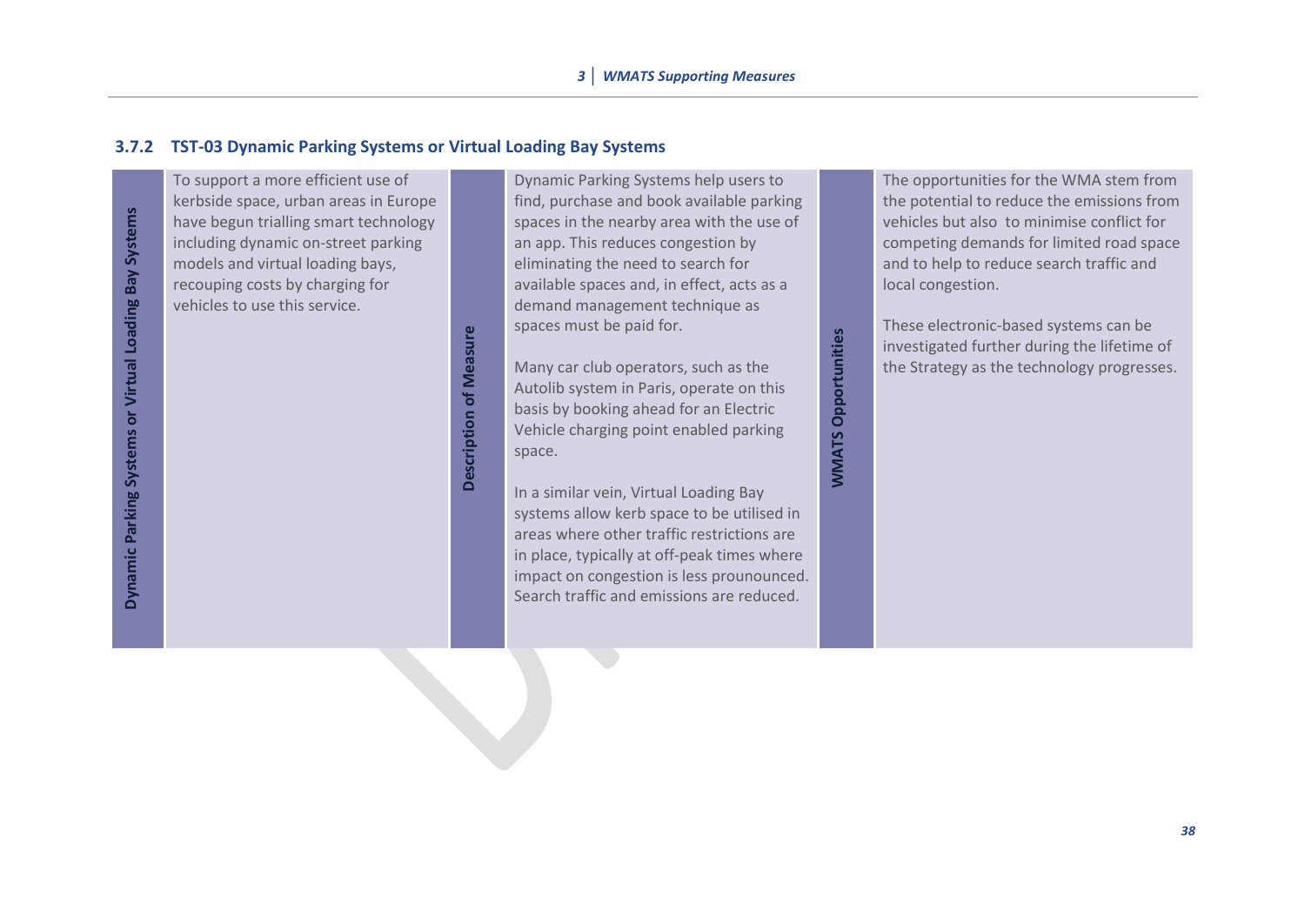### 3.7.2 TST-03 Dynamic Parking Systems or Virtual Loading Bay Systems

| Dynamic Parking Systems or Virtual Loading Bay Systems | Description of Measure | WMATS Opportunities |
| --- | --- | --- |
| To support a more efficient use of kerbside space, urban areas in Europe have begun trialling smart technology including dynamic on-street parking models and virtual loading bays, recouping costs by charging for vehicles to use this service. | Dynamic Parking Systems help users to find, purchase and book available parking spaces in the nearby area with the use of an app. This reduces congestion by eliminating the need to search for available spaces and, in effect, acts as a demand management technique as spaces must be paid for.<br><br>Many car club operators, such as the Autolib system in Paris, operate on this basis by booking ahead for an Electric Vehicle charging point enabled parking space.<br><br>In a similar vein, Virtual Loading Bay systems allow kerb space to be utilised in areas where other traffic restrictions are in place, typically at off-peak times where impact on congestion is less prounounced. Search traffic and emissions are reduced. | The opportunities for the WMA stem from the potential to reduce the emissions from vehicles but also to minimise conflict for competing demands for limited road space and to help to reduce search traffic and local congestion.<br><br>These electronic-based systems can be investigated further during the lifetime of the Strategy as the technology progresses. |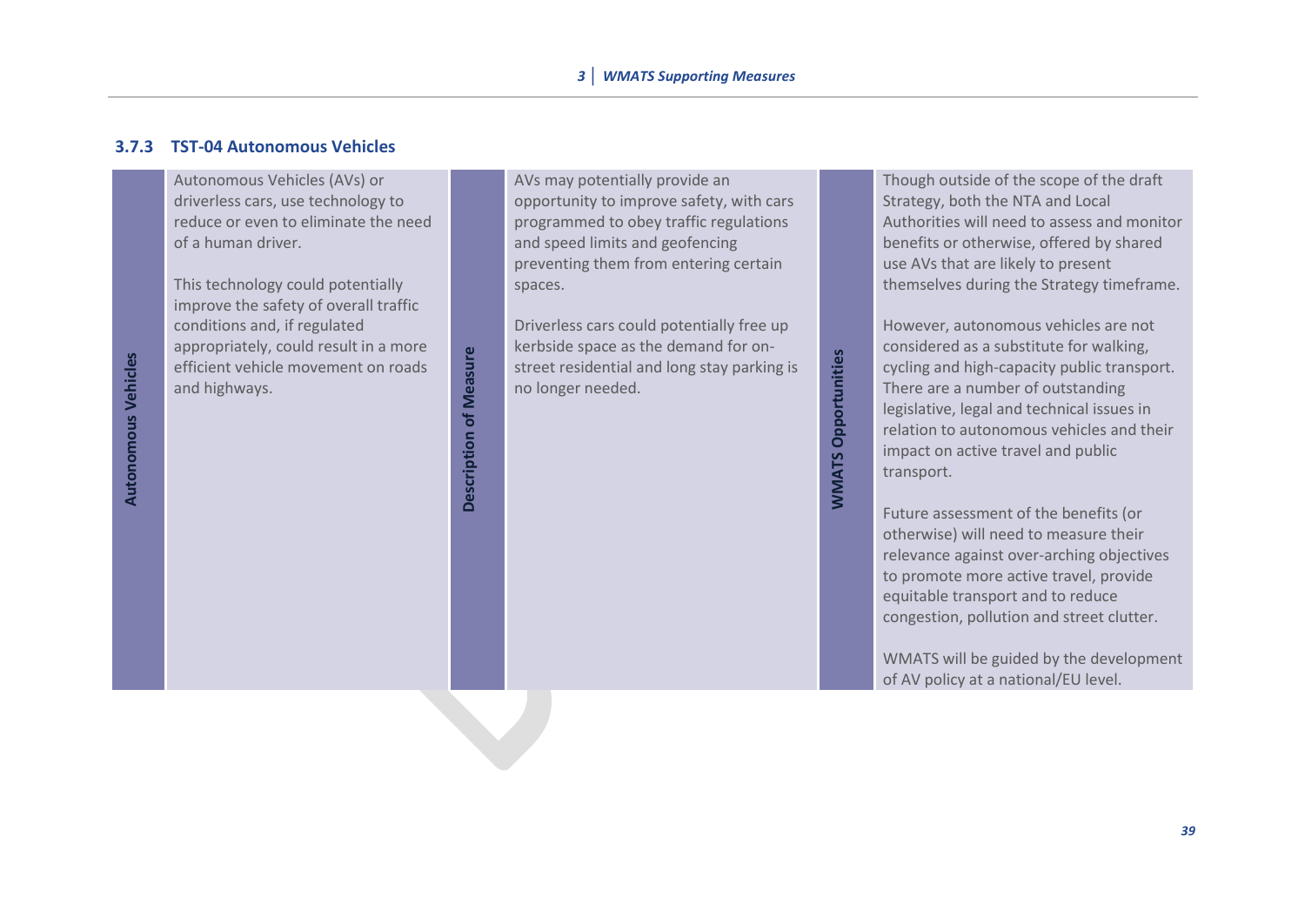### 3.7.3 TST-04 Autonomous Vehicles

| Autonomous Vehicles | | Description of Measure | | WMATS Opportunities | |
|---|---|---|---|---|---|
| | Autonomous Vehicles (AVs) or driverless cars, use technology to reduce or even to eliminate the need of a human driver.<br><br>This technology could potentially improve the safety of overall traffic conditions and, if regulated appropriately, could result in a more efficient vehicle movement on roads and highways. | | AVs may potentially provide an opportunity to improve safety, with cars programmed to obey traffic regulations and speed limits and geofencing preventing them from entering certain spaces.<br><br>Driverless cars could potentially free up kerbside space as the demand for on-street residential and long stay parking is no longer needed. | | Though outside of the scope of the draft Strategy, both the NTA and Local Authorities will need to assess and monitor benefits or otherwise, offered by shared use AVs that are likely to present themselves during the Strategy timeframe.<br><br>However, autonomous vehicles are not considered as a substitute for walking, cycling and high-capacity public transport. There are a number of outstanding legislative, legal and technical issues in relation to autonomous vehicles and their impact on active travel and public transport.<br><br>Future assessment of the benefits (or otherwise) will need to measure their relevance against over-arching objectives to promote more active travel, provide equitable transport and to reduce congestion, pollution and street clutter.<br><br>WMATS will be guided by the development of AV policy at a national/EU level. |